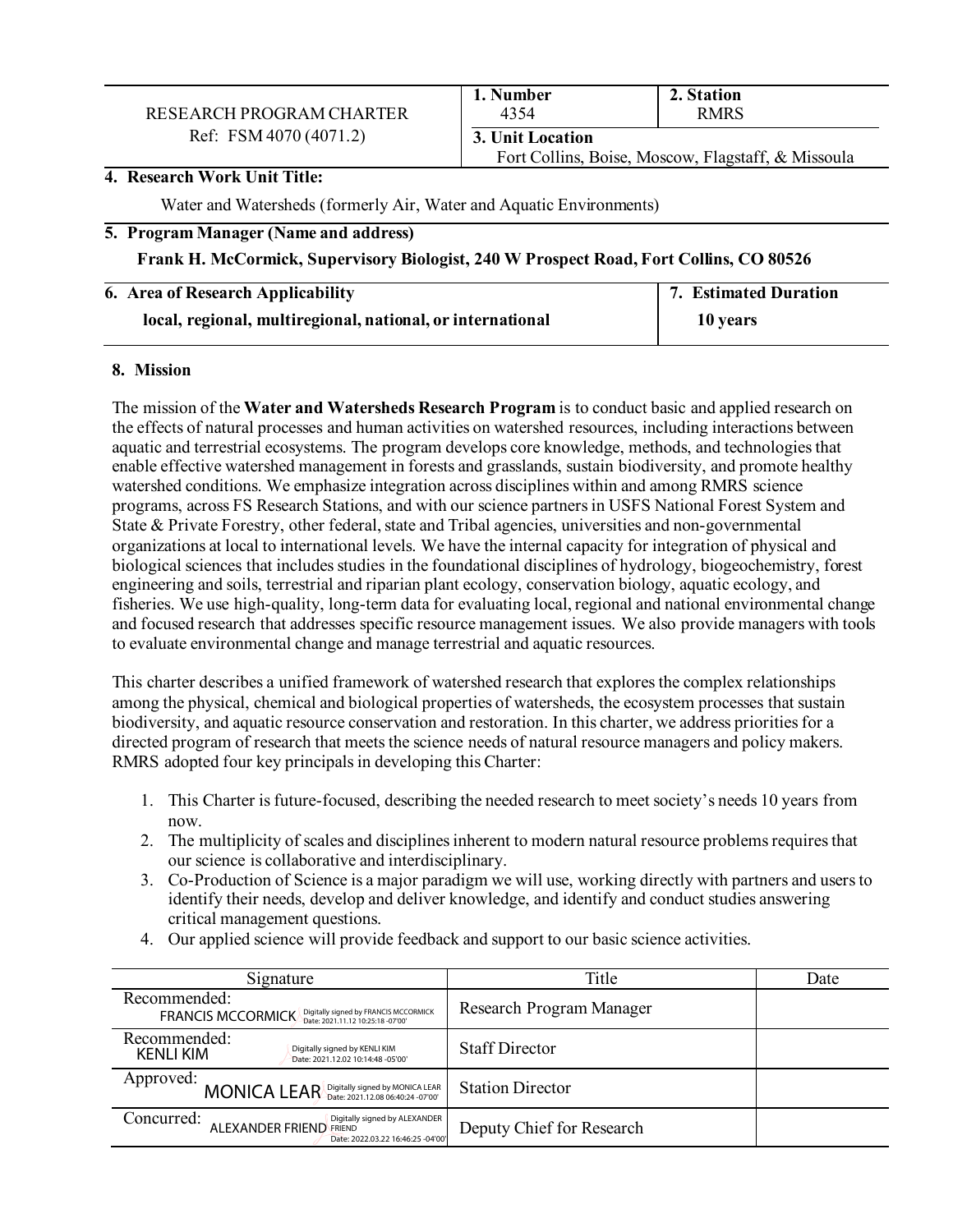| RESEARCH PROGRAM CHARTER<br>Ref: FSM 4070 (4071.2) | **1. Number**<br>4354 | **2. Station**<br>RMRS |
|---|---|---|
| | **3. Unit Location**<br>Fort Collins, Boise, Moscow, Flagstaff, & Missoula | |

**4. Research Work Unit Title:**

Water and Watersheds (formerly Air, Water and Aquatic Environments)

**5. Program Manager (Name and address)**

**Frank H. McCormick, Supervisory Biologist, 240 W Prospect Road, Fort Collins, CO 80526**

| **6. Area of Research Applicability** | **7. Estimated Duration** |
|---|---|
| **local, regional, multiregional, national, or international** | **10 years** |

**8. Mission**

The mission of the **Water and Watersheds Research Program** is to conduct basic and applied research on the effects of natural processes and human activities on watershed resources, including interactions between aquatic and terrestrial ecosystems. The program develops core knowledge, methods, and technologies that enable effective watershed management in forests and grasslands, sustain biodiversity, and promote healthy watershed conditions. We emphasize integration across disciplines within and among RMRS science programs, across FS Research Stations, and with our science partners in USFS National Forest System and State & Private Forestry, other federal, state and Tribal agencies, universities and non-governmental organizations at local to international levels. We have the internal capacity for integration of physical and biological sciences that includes studies in the foundational disciplines of hydrology, biogeochemistry, forest engineering and soils, terrestrial and riparian plant ecology, conservation biology, aquatic ecology, and fisheries. We use high-quality, long-term data for evaluating local, regional and national environmental change and focused research that addresses specific resource management issues. We also provide managers with tools to evaluate environmental change and manage terrestrial and aquatic resources.

This charter describes a unified framework of watershed research that explores the complex relationships among the physical, chemical and biological properties of watersheds, the ecosystem processes that sustain biodiversity, and aquatic resource conservation and restoration. In this charter, we address priorities for a directed program of research that meets the science needs of natural resource managers and policy makers. RMRS adopted four key principals in developing this Charter:

1. This Charter is future-focused, describing the needed research to meet society's needs 10 years from now.
2. The multiplicity of scales and disciplines inherent to modern natural resource problems requires that our science is collaborative and interdisciplinary.
3. Co-Production of Science is a major paradigm we will use, working directly with partners and users to identify their needs, develop and deliver knowledge, and identify and conduct studies answering critical management questions.
4. Our applied science will provide feedback and support to our basic science activities.

| Signature | Title | Date |
|---|---|---|
| Recommended: FRANCIS MCCORMICK (Digitally signed by FRANCIS MCCORMICK Date: 2021.11.12 10:25:18 -07'00') | Research Program Manager | |
| Recommended: KENLI KIM (Digitally signed by KENLI KIM Date: 2021.12.02 10:14:48 -05'00') | Staff Director | |
| Approved: MONICA LEAR (Digitally signed by MONICA LEAR Date: 2021.12.08 06:40:24 -07'00') | Station Director | |
| Concurred: ALEXANDER FRIEND (Digitally signed by ALEXANDER FRIEND Date: 2022.03.22 16:46:25 -04'00') | Deputy Chief for Research | |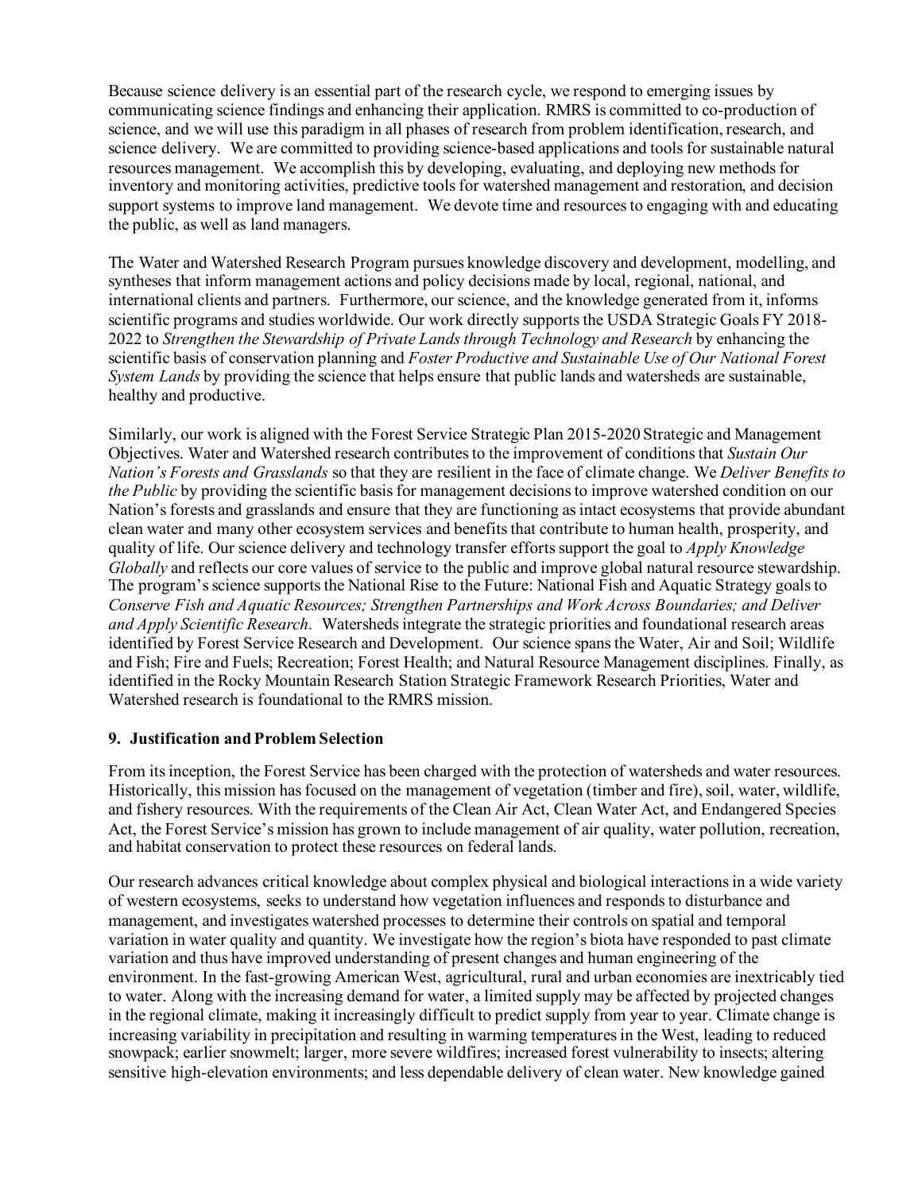Because science delivery is an essential part of the research cycle, we respond to emerging issues by communicating science findings and enhancing their application. RMRS is committed to co-production of science, and we will use this paradigm in all phases of research from problem identification, research, and science delivery. We are committed to providing science-based applications and tools for sustainable natural resources management. We accomplish this by developing, evaluating, and deploying new methods for inventory and monitoring activities, predictive tools for watershed management and restoration, and decision support systems to improve land management. We devote time and resources to engaging with and educating the public, as well as land managers.

The Water and Watershed Research Program pursues knowledge discovery and development, modelling, and syntheses that inform management actions and policy decisions made by local, regional, national, and international clients and partners. Furthermore, our science, and the knowledge generated from it, informs scientific programs and studies worldwide. Our work directly supports the USDA Strategic Goals FY 2018-2022 to *Strengthen the Stewardship of Private Lands through Technology and Research* by enhancing the scientific basis of conservation planning and *Foster Productive and Sustainable Use of Our National Forest System Lands* by providing the science that helps ensure that public lands and watersheds are sustainable, healthy and productive.

Similarly, our work is aligned with the Forest Service Strategic Plan 2015-2020 Strategic and Management Objectives. Water and Watershed research contributes to the improvement of conditions that *Sustain Our Nation's Forests and Grasslands* so that they are resilient in the face of climate change. We *Deliver Benefits to the Public* by providing the scientific basis for management decisions to improve watershed condition on our Nation's forests and grasslands and ensure that they are functioning as intact ecosystems that provide abundant clean water and many other ecosystem services and benefits that contribute to human health, prosperity, and quality of life. Our science delivery and technology transfer efforts support the goal to *Apply Knowledge Globally* and reflects our core values of service to the public and improve global natural resource stewardship. The program's science supports the National Rise to the Future: National Fish and Aquatic Strategy goals to *Conserve Fish and Aquatic Resources; Strengthen Partnerships and Work Across Boundaries; and Deliver and Apply Scientific Research*. Watersheds integrate the strategic priorities and foundational research areas identified by Forest Service Research and Development. Our science spans the Water, Air and Soil; Wildlife and Fish; Fire and Fuels; Recreation; Forest Health; and Natural Resource Management disciplines. Finally, as identified in the Rocky Mountain Research Station Strategic Framework Research Priorities, Water and Watershed research is foundational to the RMRS mission.

## 9. Justification and Problem Selection

From its inception, the Forest Service has been charged with the protection of watersheds and water resources. Historically, this mission has focused on the management of vegetation (timber and fire), soil, water, wildlife, and fishery resources. With the requirements of the Clean Air Act, Clean Water Act, and Endangered Species Act, the Forest Service's mission has grown to include management of air quality, water pollution, recreation, and habitat conservation to protect these resources on federal lands.

Our research advances critical knowledge about complex physical and biological interactions in a wide variety of western ecosystems, seeks to understand how vegetation influences and responds to disturbance and management, and investigates watershed processes to determine their controls on spatial and temporal variation in water quality and quantity. We investigate how the region's biota have responded to past climate variation and thus have improved understanding of present changes and human engineering of the environment. In the fast-growing American West, agricultural, rural and urban economies are inextricably tied to water. Along with the increasing demand for water, a limited supply may be affected by projected changes in the regional climate, making it increasingly difficult to predict supply from year to year. Climate change is increasing variability in precipitation and resulting in warming temperatures in the West, leading to reduced snowpack; earlier snowmelt; larger, more severe wildfires; increased forest vulnerability to insects; altering sensitive high-elevation environments; and less dependable delivery of clean water. New knowledge gained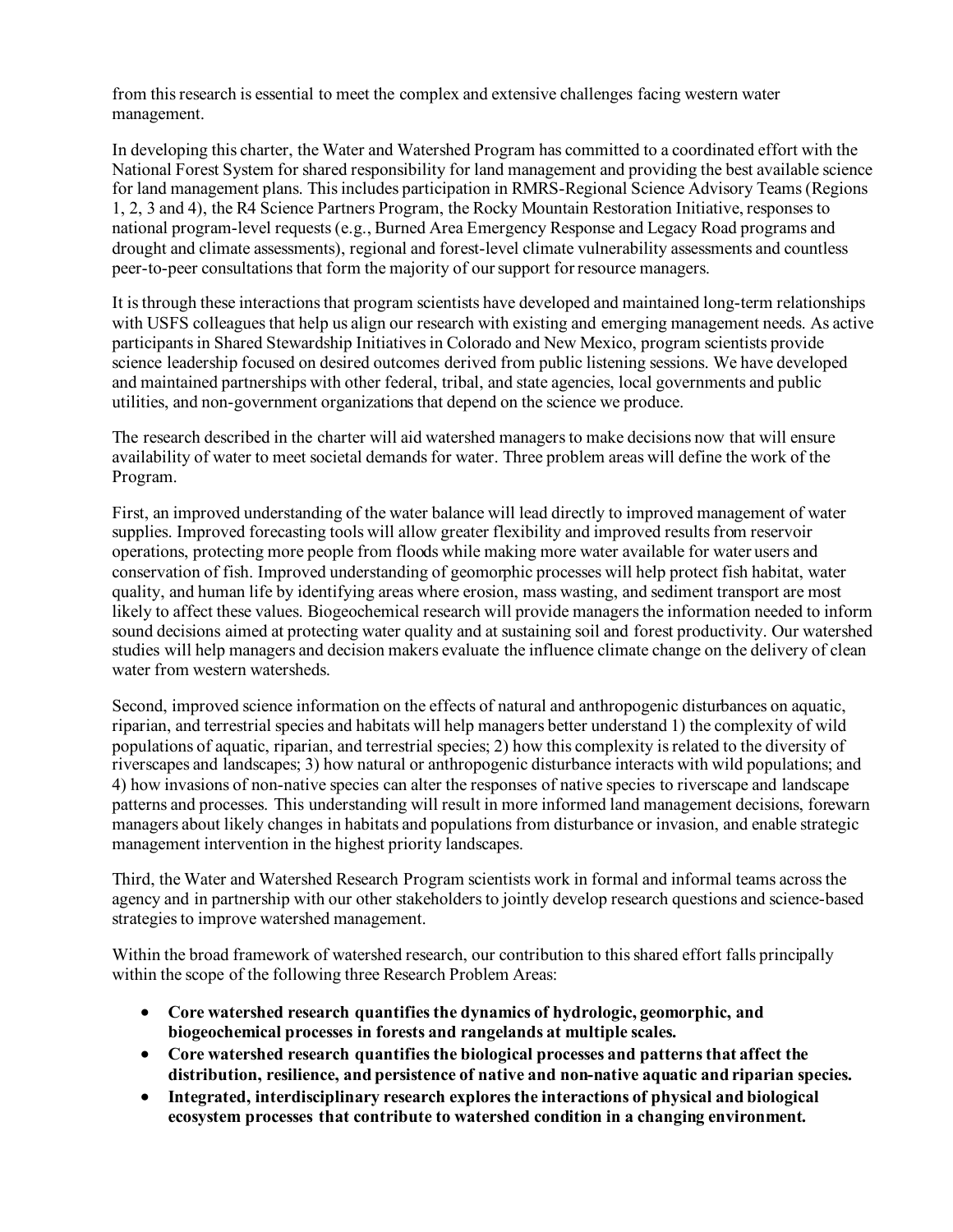from this research is essential to meet the complex and extensive challenges facing western water management.

In developing this charter, the Water and Watershed Program has committed to a coordinated effort with the National Forest System for shared responsibility for land management and providing the best available science for land management plans. This includes participation in RMRS-Regional Science Advisory Teams (Regions 1, 2, 3 and 4), the R4 Science Partners Program, the Rocky Mountain Restoration Initiative, responses to national program-level requests (e.g., Burned Area Emergency Response and Legacy Road programs and drought and climate assessments), regional and forest-level climate vulnerability assessments and countless peer-to-peer consultations that form the majority of our support for resource managers.

It is through these interactions that program scientists have developed and maintained long-term relationships with USFS colleagues that help us align our research with existing and emerging management needs. As active participants in Shared Stewardship Initiatives in Colorado and New Mexico, program scientists provide science leadership focused on desired outcomes derived from public listening sessions. We have developed and maintained partnerships with other federal, tribal, and state agencies, local governments and public utilities, and non-government organizations that depend on the science we produce.

The research described in the charter will aid watershed managers to make decisions now that will ensure availability of water to meet societal demands for water. Three problem areas will define the work of the Program.

First, an improved understanding of the water balance will lead directly to improved management of water supplies. Improved forecasting tools will allow greater flexibility and improved results from reservoir operations, protecting more people from floods while making more water available for water users and conservation of fish. Improved understanding of geomorphic processes will help protect fish habitat, water quality, and human life by identifying areas where erosion, mass wasting, and sediment transport are most likely to affect these values. Biogeochemical research will provide managers the information needed to inform sound decisions aimed at protecting water quality and at sustaining soil and forest productivity. Our watershed studies will help managers and decision makers evaluate the influence climate change on the delivery of clean water from western watersheds.

Second, improved science information on the effects of natural and anthropogenic disturbances on aquatic, riparian, and terrestrial species and habitats will help managers better understand 1) the complexity of wild populations of aquatic, riparian, and terrestrial species; 2) how this complexity is related to the diversity of riverscapes and landscapes; 3) how natural or anthropogenic disturbance interacts with wild populations; and 4) how invasions of non-native species can alter the responses of native species to riverscape and landscape patterns and processes. This understanding will result in more informed land management decisions, forewarn managers about likely changes in habitats and populations from disturbance or invasion, and enable strategic management intervention in the highest priority landscapes.

Third, the Water and Watershed Research Program scientists work in formal and informal teams across the agency and in partnership with our other stakeholders to jointly develop research questions and science-based strategies to improve watershed management.

Within the broad framework of watershed research, our contribution to this shared effort falls principally within the scope of the following three Research Problem Areas:

- **Core watershed research quantifies the dynamics of hydrologic, geomorphic, and biogeochemical processes in forests and rangelands at multiple scales.**
- **Core watershed research quantifies the biological processes and patterns that affect the distribution, resilience, and persistence of native and non-native aquatic and riparian species.**
- **Integrated, interdisciplinary research explores the interactions of physical and biological ecosystem processes that contribute to watershed condition in a changing environment.**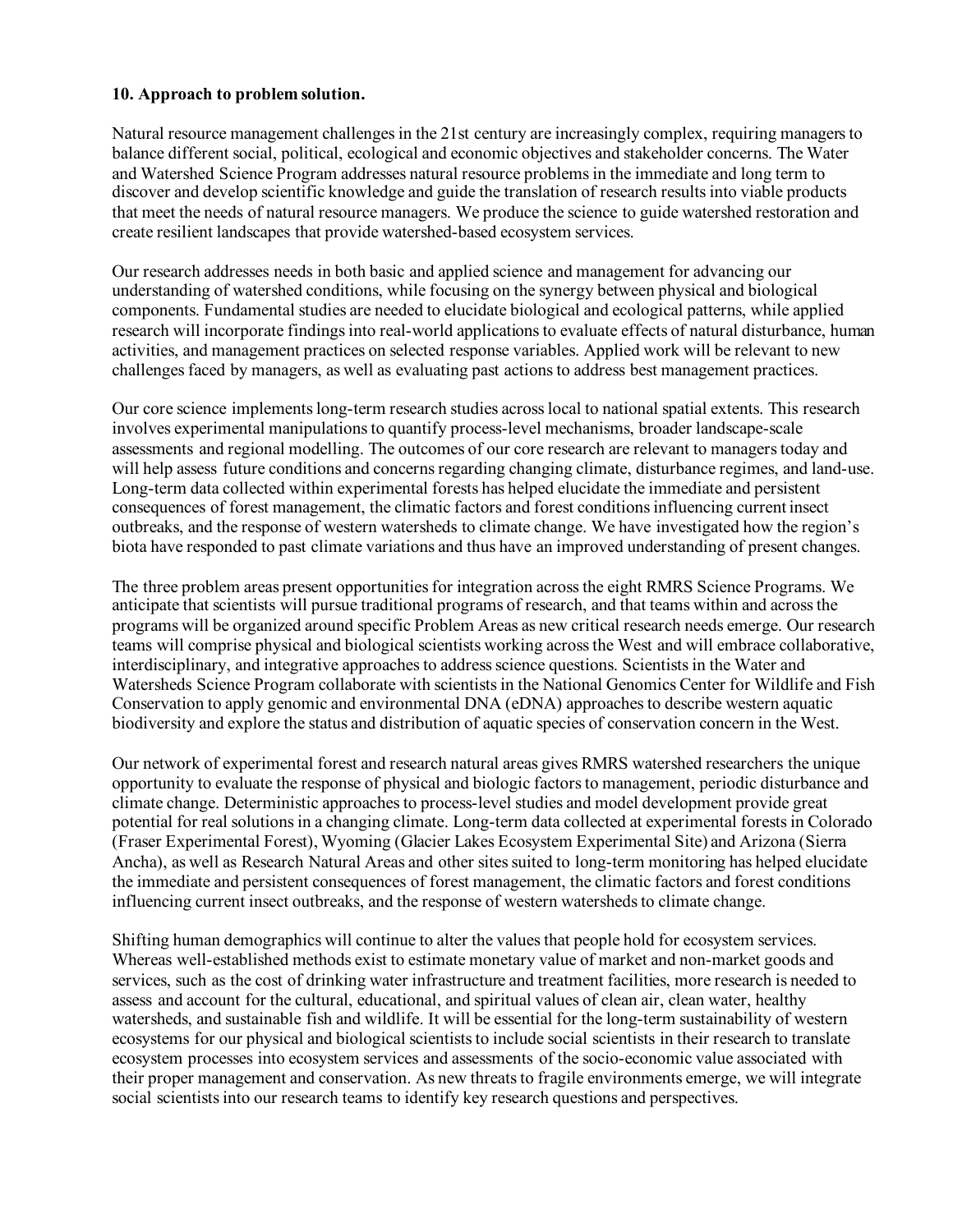**10. Approach to problem solution.**

Natural resource management challenges in the 21st century are increasingly complex, requiring managers to balance different social, political, ecological and economic objectives and stakeholder concerns. The Water and Watershed Science Program addresses natural resource problems in the immediate and long term to discover and develop scientific knowledge and guide the translation of research results into viable products that meet the needs of natural resource managers. We produce the science to guide watershed restoration and create resilient landscapes that provide watershed-based ecosystem services.

Our research addresses needs in both basic and applied science and management for advancing our understanding of watershed conditions, while focusing on the synergy between physical and biological components. Fundamental studies are needed to elucidate biological and ecological patterns, while applied research will incorporate findings into real-world applications to evaluate effects of natural disturbance, human activities, and management practices on selected response variables. Applied work will be relevant to new challenges faced by managers, as well as evaluating past actions to address best management practices.

Our core science implements long-term research studies across local to national spatial extents. This research involves experimental manipulations to quantify process-level mechanisms, broader landscape-scale assessments and regional modelling. The outcomes of our core research are relevant to managers today and will help assess future conditions and concerns regarding changing climate, disturbance regimes, and land-use. Long-term data collected within experimental forests has helped elucidate the immediate and persistent consequences of forest management, the climatic factors and forest conditions influencing current insect outbreaks, and the response of western watersheds to climate change. We have investigated how the region's biota have responded to past climate variations and thus have an improved understanding of present changes.

The three problem areas present opportunities for integration across the eight RMRS Science Programs. We anticipate that scientists will pursue traditional programs of research, and that teams within and across the programs will be organized around specific Problem Areas as new critical research needs emerge. Our research teams will comprise physical and biological scientists working across the West and will embrace collaborative, interdisciplinary, and integrative approaches to address science questions. Scientists in the Water and Watersheds Science Program collaborate with scientists in the National Genomics Center for Wildlife and Fish Conservation to apply genomic and environmental DNA (eDNA) approaches to describe western aquatic biodiversity and explore the status and distribution of aquatic species of conservation concern in the West.

Our network of experimental forest and research natural areas gives RMRS watershed researchers the unique opportunity to evaluate the response of physical and biologic factors to management, periodic disturbance and climate change. Deterministic approaches to process-level studies and model development provide great potential for real solutions in a changing climate. Long-term data collected at experimental forests in Colorado (Fraser Experimental Forest), Wyoming (Glacier Lakes Ecosystem Experimental Site) and Arizona (Sierra Ancha), as well as Research Natural Areas and other sites suited to long-term monitoring has helped elucidate the immediate and persistent consequences of forest management, the climatic factors and forest conditions influencing current insect outbreaks, and the response of western watersheds to climate change.

Shifting human demographics will continue to alter the values that people hold for ecosystem services. Whereas well-established methods exist to estimate monetary value of market and non-market goods and services, such as the cost of drinking water infrastructure and treatment facilities, more research is needed to assess and account for the cultural, educational, and spiritual values of clean air, clean water, healthy watersheds, and sustainable fish and wildlife. It will be essential for the long-term sustainability of western ecosystems for our physical and biological scientists to include social scientists in their research to translate ecosystem processes into ecosystem services and assessments of the socio-economic value associated with their proper management and conservation. As new threats to fragile environments emerge, we will integrate social scientists into our research teams to identify key research questions and perspectives.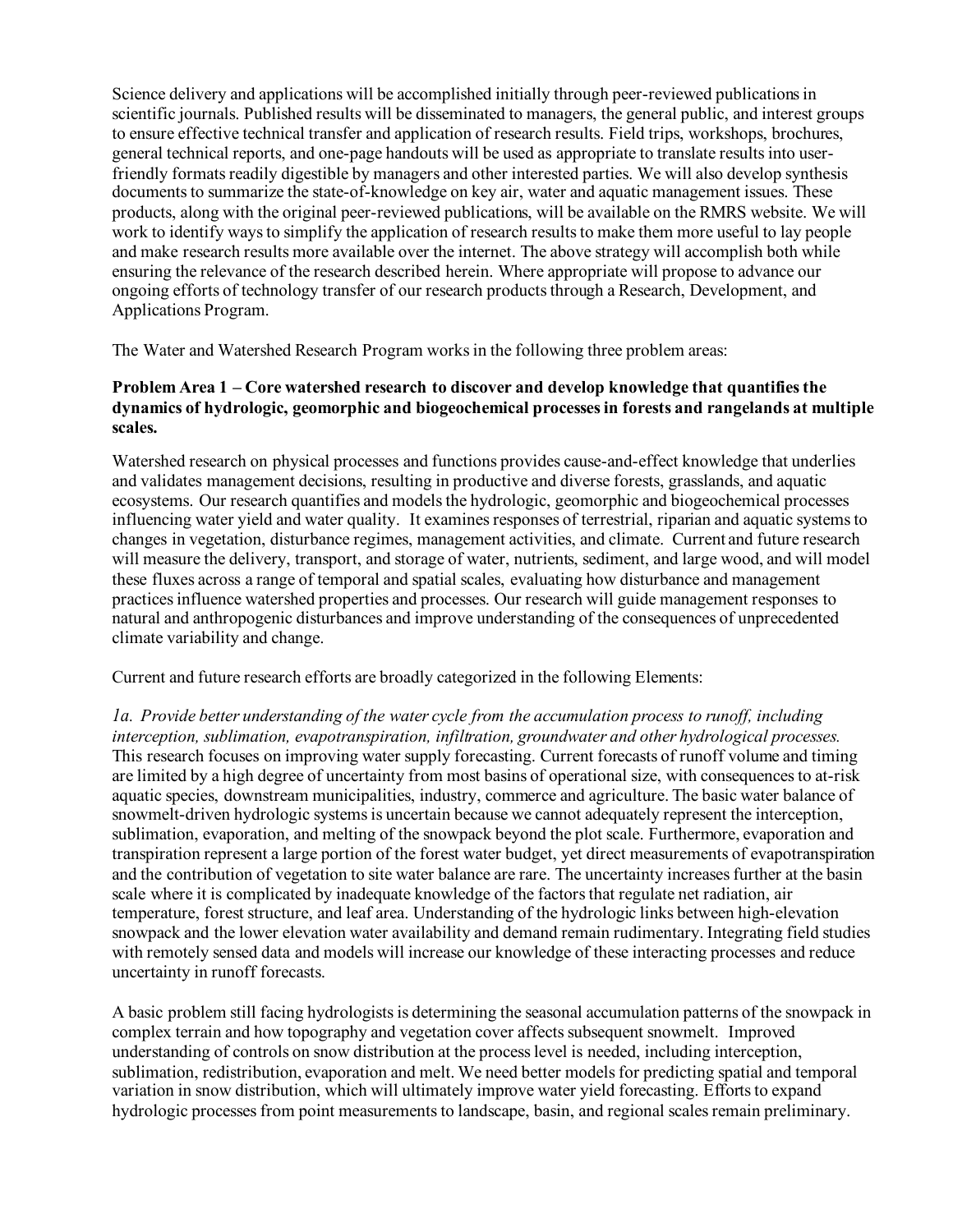Science delivery and applications will be accomplished initially through peer-reviewed publications in scientific journals. Published results will be disseminated to managers, the general public, and interest groups to ensure effective technical transfer and application of research results. Field trips, workshops, brochures, general technical reports, and one-page handouts will be used as appropriate to translate results into user-friendly formats readily digestible by managers and other interested parties. We will also develop synthesis documents to summarize the state-of-knowledge on key air, water and aquatic management issues. These products, along with the original peer-reviewed publications, will be available on the RMRS website. We will work to identify ways to simplify the application of research results to make them more useful to lay people and make research results more available over the internet. The above strategy will accomplish both while ensuring the relevance of the research described herein. Where appropriate will propose to advance our ongoing efforts of technology transfer of our research products through a Research, Development, and Applications Program.

The Water and Watershed Research Program works in the following three problem areas:

**Problem Area 1 – Core watershed research to discover and develop knowledge that quantifies the dynamics of hydrologic, geomorphic and biogeochemical processes in forests and rangelands at multiple scales.**

Watershed research on physical processes and functions provides cause-and-effect knowledge that underlies and validates management decisions, resulting in productive and diverse forests, grasslands, and aquatic ecosystems. Our research quantifies and models the hydrologic, geomorphic and biogeochemical processes influencing water yield and water quality. It examines responses of terrestrial, riparian and aquatic systems to changes in vegetation, disturbance regimes, management activities, and climate. Current and future research will measure the delivery, transport, and storage of water, nutrients, sediment, and large wood, and will model these fluxes across a range of temporal and spatial scales, evaluating how disturbance and management practices influence watershed properties and processes. Our research will guide management responses to natural and anthropogenic disturbances and improve understanding of the consequences of unprecedented climate variability and change.

Current and future research efforts are broadly categorized in the following Elements:

*1a. Provide better understanding of the water cycle from the accumulation process to runoff, including interception, sublimation, evapotranspiration, infiltration, groundwater and other hydrological processes.* This research focuses on improving water supply forecasting. Current forecasts of runoff volume and timing are limited by a high degree of uncertainty from most basins of operational size, with consequences to at-risk aquatic species, downstream municipalities, industry, commerce and agriculture. The basic water balance of snowmelt-driven hydrologic systems is uncertain because we cannot adequately represent the interception, sublimation, evaporation, and melting of the snowpack beyond the plot scale. Furthermore, evaporation and transpiration represent a large portion of the forest water budget, yet direct measurements of evapotranspiration and the contribution of vegetation to site water balance are rare. The uncertainty increases further at the basin scale where it is complicated by inadequate knowledge of the factors that regulate net radiation, air temperature, forest structure, and leaf area. Understanding of the hydrologic links between high-elevation snowpack and the lower elevation water availability and demand remain rudimentary. Integrating field studies with remotely sensed data and models will increase our knowledge of these interacting processes and reduce uncertainty in runoff forecasts.

A basic problem still facing hydrologists is determining the seasonal accumulation patterns of the snowpack in complex terrain and how topography and vegetation cover affects subsequent snowmelt. Improved understanding of controls on snow distribution at the process level is needed, including interception, sublimation, redistribution, evaporation and melt. We need better models for predicting spatial and temporal variation in snow distribution, which will ultimately improve water yield forecasting. Efforts to expand hydrologic processes from point measurements to landscape, basin, and regional scales remain preliminary.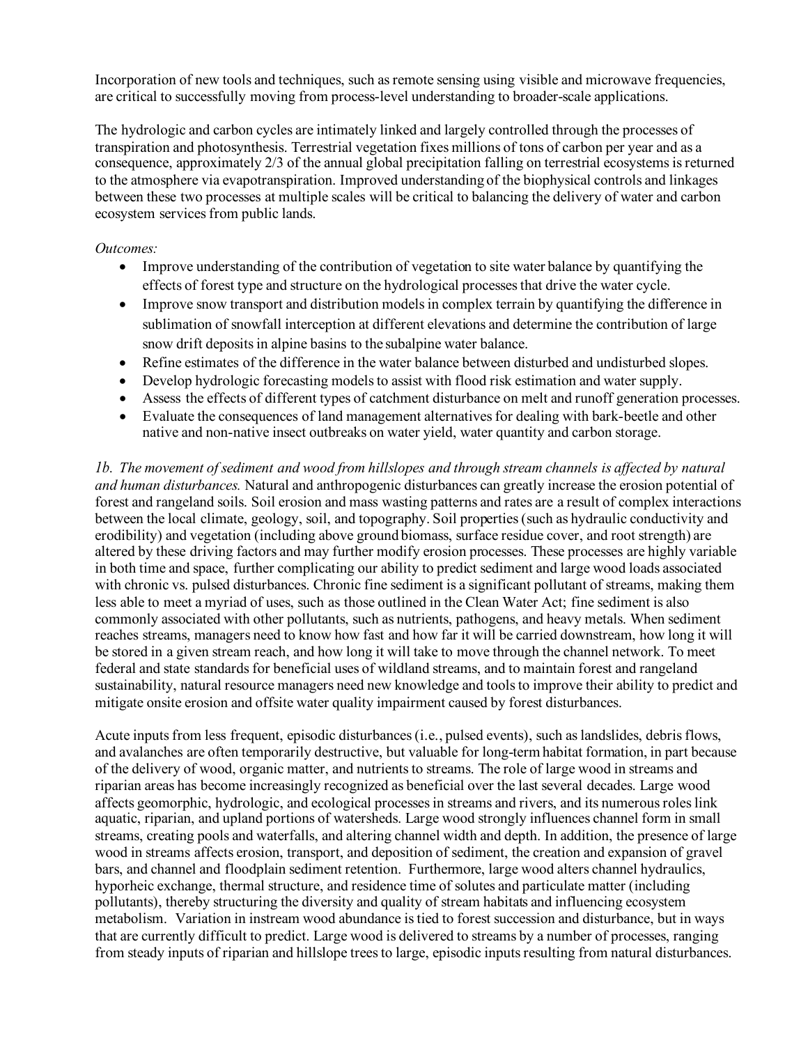Incorporation of new tools and techniques, such as remote sensing using visible and microwave frequencies, are critical to successfully moving from process-level understanding to broader-scale applications.

The hydrologic and carbon cycles are intimately linked and largely controlled through the processes of transpiration and photosynthesis. Terrestrial vegetation fixes millions of tons of carbon per year and as a consequence, approximately 2/3 of the annual global precipitation falling on terrestrial ecosystems is returned to the atmosphere via evapotranspiration. Improved understanding of the biophysical controls and linkages between these two processes at multiple scales will be critical to balancing the delivery of water and carbon ecosystem services from public lands.

*Outcomes:*

- Improve understanding of the contribution of vegetation to site water balance by quantifying the effects of forest type and structure on the hydrological processes that drive the water cycle.
- Improve snow transport and distribution models in complex terrain by quantifying the difference in sublimation of snowfall interception at different elevations and determine the contribution of large snow drift deposits in alpine basins to the subalpine water balance.
- Refine estimates of the difference in the water balance between disturbed and undisturbed slopes.
- Develop hydrologic forecasting models to assist with flood risk estimation and water supply.
- Assess the effects of different types of catchment disturbance on melt and runoff generation processes.
- Evaluate the consequences of land management alternatives for dealing with bark-beetle and other native and non-native insect outbreaks on water yield, water quantity and carbon storage.

*1b. The movement of sediment and wood from hillslopes and through stream channels is affected by natural and human disturbances.* Natural and anthropogenic disturbances can greatly increase the erosion potential of forest and rangeland soils. Soil erosion and mass wasting patterns and rates are a result of complex interactions between the local climate, geology, soil, and topography. Soil properties (such as hydraulic conductivity and erodibility) and vegetation (including above ground biomass, surface residue cover, and root strength) are altered by these driving factors and may further modify erosion processes. These processes are highly variable in both time and space, further complicating our ability to predict sediment and large wood loads associated with chronic vs. pulsed disturbances. Chronic fine sediment is a significant pollutant of streams, making them less able to meet a myriad of uses, such as those outlined in the Clean Water Act; fine sediment is also commonly associated with other pollutants, such as nutrients, pathogens, and heavy metals. When sediment reaches streams, managers need to know how fast and how far it will be carried downstream, how long it will be stored in a given stream reach, and how long it will take to move through the channel network. To meet federal and state standards for beneficial uses of wildland streams, and to maintain forest and rangeland sustainability, natural resource managers need new knowledge and tools to improve their ability to predict and mitigate onsite erosion and offsite water quality impairment caused by forest disturbances.

Acute inputs from less frequent, episodic disturbances (i.e., pulsed events), such as landslides, debris flows, and avalanches are often temporarily destructive, but valuable for long-term habitat formation, in part because of the delivery of wood, organic matter, and nutrients to streams. The role of large wood in streams and riparian areas has become increasingly recognized as beneficial over the last several decades. Large wood affects geomorphic, hydrologic, and ecological processes in streams and rivers, and its numerous roles link aquatic, riparian, and upland portions of watersheds. Large wood strongly influences channel form in small streams, creating pools and waterfalls, and altering channel width and depth. In addition, the presence of large wood in streams affects erosion, transport, and deposition of sediment, the creation and expansion of gravel bars, and channel and floodplain sediment retention. Furthermore, large wood alters channel hydraulics, hyporheic exchange, thermal structure, and residence time of solutes and particulate matter (including pollutants), thereby structuring the diversity and quality of stream habitats and influencing ecosystem metabolism. Variation in instream wood abundance is tied to forest succession and disturbance, but in ways that are currently difficult to predict. Large wood is delivered to streams by a number of processes, ranging from steady inputs of riparian and hillslope trees to large, episodic inputs resulting from natural disturbances.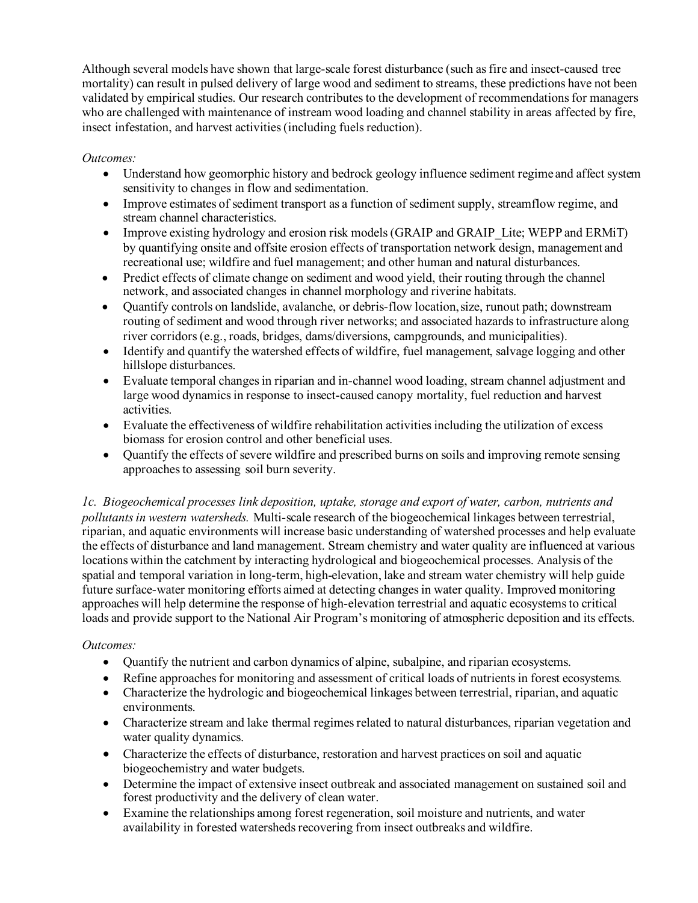Although several models have shown that large-scale forest disturbance (such as fire and insect-caused tree mortality) can result in pulsed delivery of large wood and sediment to streams, these predictions have not been validated by empirical studies. Our research contributes to the development of recommendations for managers who are challenged with maintenance of instream wood loading and channel stability in areas affected by fire, insect infestation, and harvest activities (including fuels reduction).

*Outcomes:*

- Understand how geomorphic history and bedrock geology influence sediment regime and affect system sensitivity to changes in flow and sedimentation.
- Improve estimates of sediment transport as a function of sediment supply, streamflow regime, and stream channel characteristics.
- Improve existing hydrology and erosion risk models (GRAIP and GRAIP_Lite; WEPP and ERMiT) by quantifying onsite and offsite erosion effects of transportation network design, management and recreational use; wildfire and fuel management; and other human and natural disturbances.
- Predict effects of climate change on sediment and wood yield, their routing through the channel network, and associated changes in channel morphology and riverine habitats.
- Quantify controls on landslide, avalanche, or debris-flow location, size, runout path; downstream routing of sediment and wood through river networks; and associated hazards to infrastructure along river corridors (e.g., roads, bridges, dams/diversions, campgrounds, and municipalities).
- Identify and quantify the watershed effects of wildfire, fuel management, salvage logging and other hillslope disturbances.
- Evaluate temporal changes in riparian and in-channel wood loading, stream channel adjustment and large wood dynamics in response to insect-caused canopy mortality, fuel reduction and harvest activities.
- Evaluate the effectiveness of wildfire rehabilitation activities including the utilization of excess biomass for erosion control and other beneficial uses.
- Quantify the effects of severe wildfire and prescribed burns on soils and improving remote sensing approaches to assessing soil burn severity.

*1c. Biogeochemical processes link deposition, uptake, storage and export of water, carbon, nutrients and pollutants in western watersheds.* Multi-scale research of the biogeochemical linkages between terrestrial, riparian, and aquatic environments will increase basic understanding of watershed processes and help evaluate the effects of disturbance and land management. Stream chemistry and water quality are influenced at various locations within the catchment by interacting hydrological and biogeochemical processes. Analysis of the spatial and temporal variation in long-term, high-elevation, lake and stream water chemistry will help guide future surface-water monitoring efforts aimed at detecting changes in water quality. Improved monitoring approaches will help determine the response of high-elevation terrestrial and aquatic ecosystems to critical loads and provide support to the National Air Program's monitoring of atmospheric deposition and its effects.

*Outcomes:*

- Quantify the nutrient and carbon dynamics of alpine, subalpine, and riparian ecosystems.
- Refine approaches for monitoring and assessment of critical loads of nutrients in forest ecosystems.
- Characterize the hydrologic and biogeochemical linkages between terrestrial, riparian, and aquatic environments.
- Characterize stream and lake thermal regimes related to natural disturbances, riparian vegetation and water quality dynamics.
- Characterize the effects of disturbance, restoration and harvest practices on soil and aquatic biogeochemistry and water budgets.
- Determine the impact of extensive insect outbreak and associated management on sustained soil and forest productivity and the delivery of clean water.
- Examine the relationships among forest regeneration, soil moisture and nutrients, and water availability in forested watersheds recovering from insect outbreaks and wildfire.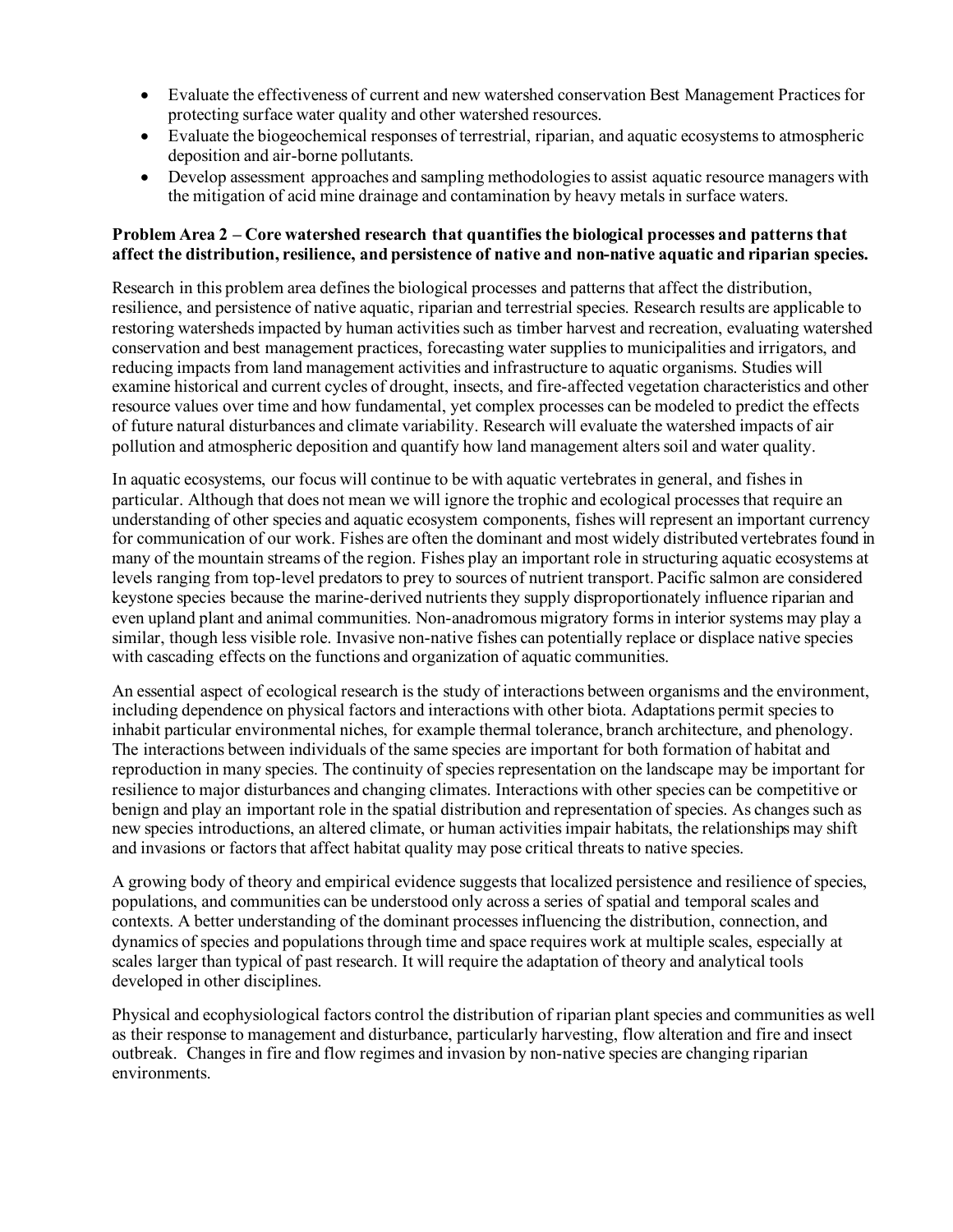- Evaluate the effectiveness of current and new watershed conservation Best Management Practices for protecting surface water quality and other watershed resources.
- Evaluate the biogeochemical responses of terrestrial, riparian, and aquatic ecosystems to atmospheric deposition and air-borne pollutants.
- Develop assessment approaches and sampling methodologies to assist aquatic resource managers with the mitigation of acid mine drainage and contamination by heavy metals in surface waters.

**Problem Area 2 – Core watershed research that quantifies the biological processes and patterns that affect the distribution, resilience, and persistence of native and non-native aquatic and riparian species.**

Research in this problem area defines the biological processes and patterns that affect the distribution, resilience, and persistence of native aquatic, riparian and terrestrial species. Research results are applicable to restoring watersheds impacted by human activities such as timber harvest and recreation, evaluating watershed conservation and best management practices, forecasting water supplies to municipalities and irrigators, and reducing impacts from land management activities and infrastructure to aquatic organisms. Studies will examine historical and current cycles of drought, insects, and fire-affected vegetation characteristics and other resource values over time and how fundamental, yet complex processes can be modeled to predict the effects of future natural disturbances and climate variability. Research will evaluate the watershed impacts of air pollution and atmospheric deposition and quantify how land management alters soil and water quality.

In aquatic ecosystems, our focus will continue to be with aquatic vertebrates in general, and fishes in particular. Although that does not mean we will ignore the trophic and ecological processes that require an understanding of other species and aquatic ecosystem components, fishes will represent an important currency for communication of our work. Fishes are often the dominant and most widely distributed vertebrates found in many of the mountain streams of the region. Fishes play an important role in structuring aquatic ecosystems at levels ranging from top-level predators to prey to sources of nutrient transport. Pacific salmon are considered keystone species because the marine-derived nutrients they supply disproportionately influence riparian and even upland plant and animal communities. Non-anadromous migratory forms in interior systems may play a similar, though less visible role. Invasive non-native fishes can potentially replace or displace native species with cascading effects on the functions and organization of aquatic communities.

An essential aspect of ecological research is the study of interactions between organisms and the environment, including dependence on physical factors and interactions with other biota. Adaptations permit species to inhabit particular environmental niches, for example thermal tolerance, branch architecture, and phenology. The interactions between individuals of the same species are important for both formation of habitat and reproduction in many species. The continuity of species representation on the landscape may be important for resilience to major disturbances and changing climates. Interactions with other species can be competitive or benign and play an important role in the spatial distribution and representation of species. As changes such as new species introductions, an altered climate, or human activities impair habitats, the relationships may shift and invasions or factors that affect habitat quality may pose critical threats to native species.

A growing body of theory and empirical evidence suggests that localized persistence and resilience of species, populations, and communities can be understood only across a series of spatial and temporal scales and contexts. A better understanding of the dominant processes influencing the distribution, connection, and dynamics of species and populations through time and space requires work at multiple scales, especially at scales larger than typical of past research. It will require the adaptation of theory and analytical tools developed in other disciplines.

Physical and ecophysiological factors control the distribution of riparian plant species and communities as well as their response to management and disturbance, particularly harvesting, flow alteration and fire and insect outbreak. Changes in fire and flow regimes and invasion by non-native species are changing riparian environments.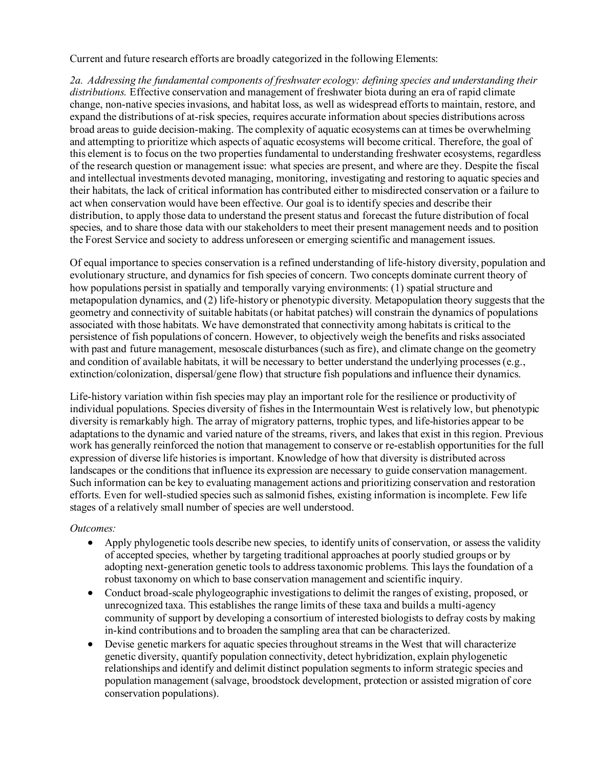Current and future research efforts are broadly categorized in the following Elements:

*2a. Addressing the fundamental components of freshwater ecology: defining species and understanding their distributions.* Effective conservation and management of freshwater biota during an era of rapid climate change, non-native species invasions, and habitat loss, as well as widespread efforts to maintain, restore, and expand the distributions of at-risk species, requires accurate information about species distributions across broad areas to guide decision-making. The complexity of aquatic ecosystems can at times be overwhelming and attempting to prioritize which aspects of aquatic ecosystems will become critical. Therefore, the goal of this element is to focus on the two properties fundamental to understanding freshwater ecosystems, regardless of the research question or management issue: what species are present, and where are they. Despite the fiscal and intellectual investments devoted managing, monitoring, investigating and restoring to aquatic species and their habitats, the lack of critical information has contributed either to misdirected conservation or a failure to act when conservation would have been effective. Our goal is to identify species and describe their distribution, to apply those data to understand the present status and forecast the future distribution of focal species, and to share those data with our stakeholders to meet their present management needs and to position the Forest Service and society to address unforeseen or emerging scientific and management issues.

Of equal importance to species conservation is a refined understanding of life-history diversity, population and evolutionary structure, and dynamics for fish species of concern. Two concepts dominate current theory of how populations persist in spatially and temporally varying environments: (1) spatial structure and metapopulation dynamics, and (2) life-history or phenotypic diversity. Metapopulation theory suggests that the geometry and connectivity of suitable habitats (or habitat patches) will constrain the dynamics of populations associated with those habitats. We have demonstrated that connectivity among habitats is critical to the persistence of fish populations of concern. However, to objectively weigh the benefits and risks associated with past and future management, mesoscale disturbances (such as fire), and climate change on the geometry and condition of available habitats, it will be necessary to better understand the underlying processes (e.g., extinction/colonization, dispersal/gene flow) that structure fish populations and influence their dynamics.

Life-history variation within fish species may play an important role for the resilience or productivity of individual populations. Species diversity of fishes in the Intermountain West is relatively low, but phenotypic diversity is remarkably high. The array of migratory patterns, trophic types, and life-histories appear to be adaptations to the dynamic and varied nature of the streams, rivers, and lakes that exist in this region. Previous work has generally reinforced the notion that management to conserve or re-establish opportunities for the full expression of diverse life histories is important. Knowledge of how that diversity is distributed across landscapes or the conditions that influence its expression are necessary to guide conservation management. Such information can be key to evaluating management actions and prioritizing conservation and restoration efforts. Even for well-studied species such as salmonid fishes, existing information is incomplete. Few life stages of a relatively small number of species are well understood.

*Outcomes:*

- Apply phylogenetic tools describe new species, to identify units of conservation, or assess the validity of accepted species, whether by targeting traditional approaches at poorly studied groups or by adopting next-generation genetic tools to address taxonomic problems. This lays the foundation of a robust taxonomy on which to base conservation management and scientific inquiry.
- Conduct broad-scale phylogeographic investigations to delimit the ranges of existing, proposed, or unrecognized taxa. This establishes the range limits of these taxa and builds a multi-agency community of support by developing a consortium of interested biologists to defray costs by making in-kind contributions and to broaden the sampling area that can be characterized.
- Devise genetic markers for aquatic species throughout streams in the West that will characterize genetic diversity, quantify population connectivity, detect hybridization, explain phylogenetic relationships and identify and delimit distinct population segments to inform strategic species and population management (salvage, broodstock development, protection or assisted migration of core conservation populations).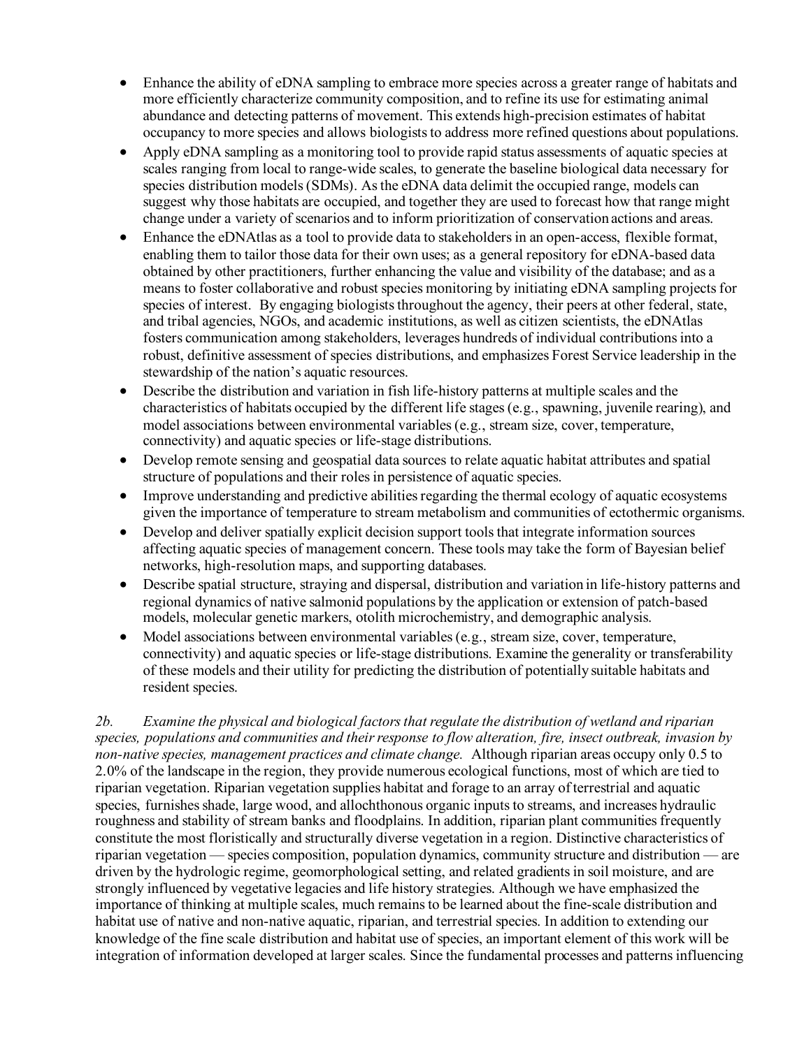- Enhance the ability of eDNA sampling to embrace more species across a greater range of habitats and more efficiently characterize community composition, and to refine its use for estimating animal abundance and detecting patterns of movement. This extends high-precision estimates of habitat occupancy to more species and allows biologists to address more refined questions about populations.
- Apply eDNA sampling as a monitoring tool to provide rapid status assessments of aquatic species at scales ranging from local to range-wide scales, to generate the baseline biological data necessary for species distribution models (SDMs). As the eDNA data delimit the occupied range, models can suggest why those habitats are occupied, and together they are used to forecast how that range might change under a variety of scenarios and to inform prioritization of conservation actions and areas.
- Enhance the eDNAtlas as a tool to provide data to stakeholders in an open-access, flexible format, enabling them to tailor those data for their own uses; as a general repository for eDNA-based data obtained by other practitioners, further enhancing the value and visibility of the database; and as a means to foster collaborative and robust species monitoring by initiating eDNA sampling projects for species of interest. By engaging biologists throughout the agency, their peers at other federal, state, and tribal agencies, NGOs, and academic institutions, as well as citizen scientists, the eDNAtlas fosters communication among stakeholders, leverages hundreds of individual contributions into a robust, definitive assessment of species distributions, and emphasizes Forest Service leadership in the stewardship of the nation's aquatic resources.
- Describe the distribution and variation in fish life-history patterns at multiple scales and the characteristics of habitats occupied by the different life stages (e.g., spawning, juvenile rearing), and model associations between environmental variables (e.g., stream size, cover, temperature, connectivity) and aquatic species or life-stage distributions.
- Develop remote sensing and geospatial data sources to relate aquatic habitat attributes and spatial structure of populations and their roles in persistence of aquatic species.
- Improve understanding and predictive abilities regarding the thermal ecology of aquatic ecosystems given the importance of temperature to stream metabolism and communities of ectothermic organisms.
- Develop and deliver spatially explicit decision support tools that integrate information sources affecting aquatic species of management concern. These tools may take the form of Bayesian belief networks, high-resolution maps, and supporting databases.
- Describe spatial structure, straying and dispersal, distribution and variation in life-history patterns and regional dynamics of native salmonid populations by the application or extension of patch-based models, molecular genetic markers, otolith microchemistry, and demographic analysis.
- Model associations between environmental variables (e.g., stream size, cover, temperature, connectivity) and aquatic species or life-stage distributions. Examine the generality or transferability of these models and their utility for predicting the distribution of potentially suitable habitats and resident species.

*2b. Examine the physical and biological factors that regulate the distribution of wetland and riparian species, populations and communities and their response to flow alteration, fire, insect outbreak, invasion by non-native species, management practices and climate change.* Although riparian areas occupy only 0.5 to 2.0% of the landscape in the region, they provide numerous ecological functions, most of which are tied to riparian vegetation. Riparian vegetation supplies habitat and forage to an array of terrestrial and aquatic species, furnishes shade, large wood, and allochthonous organic inputs to streams, and increases hydraulic roughness and stability of stream banks and floodplains. In addition, riparian plant communities frequently constitute the most floristically and structurally diverse vegetation in a region. Distinctive characteristics of riparian vegetation — species composition, population dynamics, community structure and distribution — are driven by the hydrologic regime, geomorphological setting, and related gradients in soil moisture, and are strongly influenced by vegetative legacies and life history strategies. Although we have emphasized the importance of thinking at multiple scales, much remains to be learned about the fine-scale distribution and habitat use of native and non-native aquatic, riparian, and terrestrial species. In addition to extending our knowledge of the fine scale distribution and habitat use of species, an important element of this work will be integration of information developed at larger scales. Since the fundamental processes and patterns influencing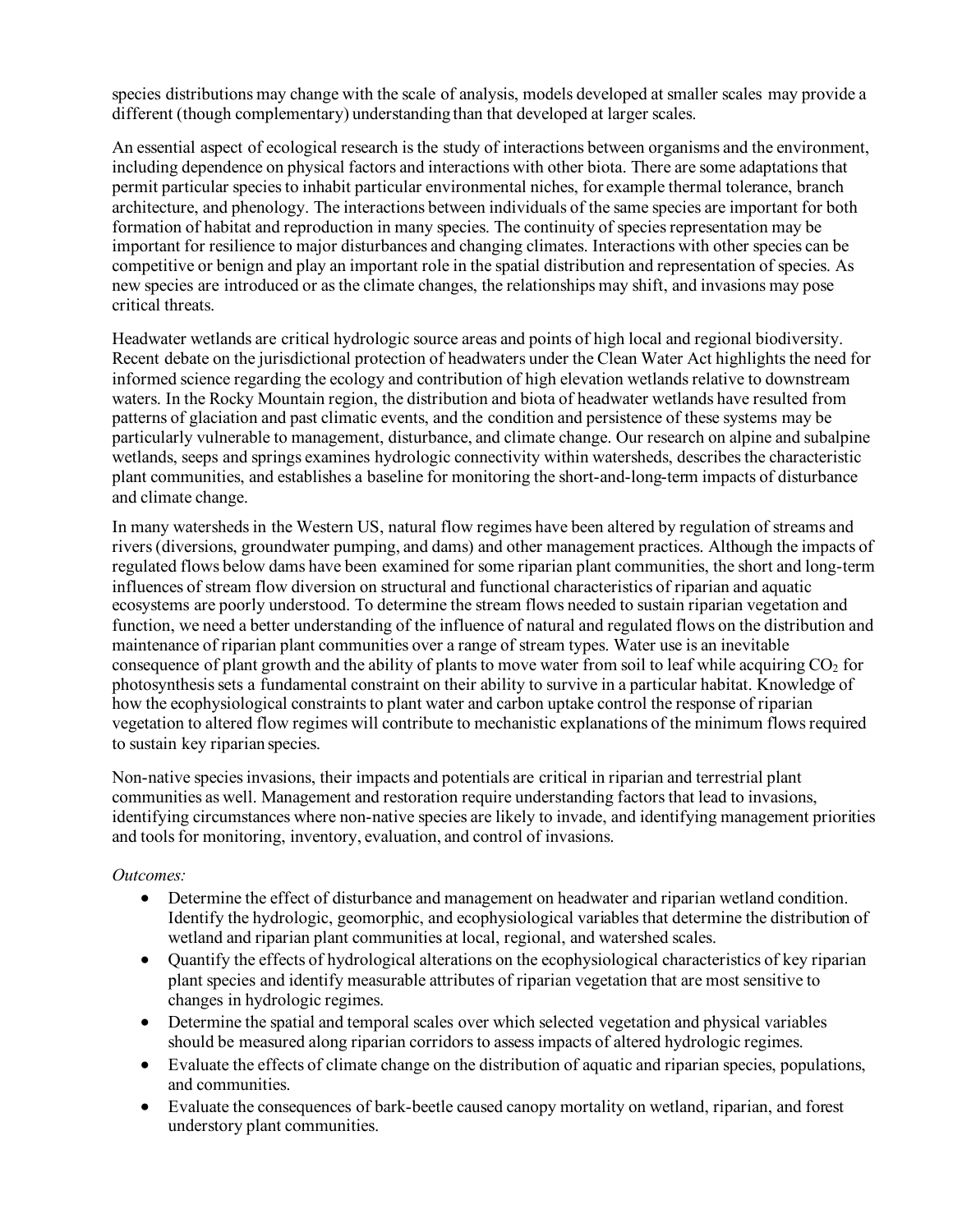species distributions may change with the scale of analysis, models developed at smaller scales may provide a different (though complementary) understanding than that developed at larger scales.

An essential aspect of ecological research is the study of interactions between organisms and the environment, including dependence on physical factors and interactions with other biota. There are some adaptations that permit particular species to inhabit particular environmental niches, for example thermal tolerance, branch architecture, and phenology. The interactions between individuals of the same species are important for both formation of habitat and reproduction in many species. The continuity of species representation may be important for resilience to major disturbances and changing climates. Interactions with other species can be competitive or benign and play an important role in the spatial distribution and representation of species. As new species are introduced or as the climate changes, the relationships may shift, and invasions may pose critical threats.

Headwater wetlands are critical hydrologic source areas and points of high local and regional biodiversity. Recent debate on the jurisdictional protection of headwaters under the Clean Water Act highlights the need for informed science regarding the ecology and contribution of high elevation wetlands relative to downstream waters. In the Rocky Mountain region, the distribution and biota of headwater wetlands have resulted from patterns of glaciation and past climatic events, and the condition and persistence of these systems may be particularly vulnerable to management, disturbance, and climate change. Our research on alpine and subalpine wetlands, seeps and springs examines hydrologic connectivity within watersheds, describes the characteristic plant communities, and establishes a baseline for monitoring the short-and-long-term impacts of disturbance and climate change.

In many watersheds in the Western US, natural flow regimes have been altered by regulation of streams and rivers (diversions, groundwater pumping, and dams) and other management practices. Although the impacts of regulated flows below dams have been examined for some riparian plant communities, the short and long-term influences of stream flow diversion on structural and functional characteristics of riparian and aquatic ecosystems are poorly understood. To determine the stream flows needed to sustain riparian vegetation and function, we need a better understanding of the influence of natural and regulated flows on the distribution and maintenance of riparian plant communities over a range of stream types. Water use is an inevitable consequence of plant growth and the ability of plants to move water from soil to leaf while acquiring $CO_2$ for photosynthesis sets a fundamental constraint on their ability to survive in a particular habitat. Knowledge of how the ecophysiological constraints to plant water and carbon uptake control the response of riparian vegetation to altered flow regimes will contribute to mechanistic explanations of the minimum flows required to sustain key riparian species.

Non-native species invasions, their impacts and potentials are critical in riparian and terrestrial plant communities as well. Management and restoration require understanding factors that lead to invasions, identifying circumstances where non-native species are likely to invade, and identifying management priorities and tools for monitoring, inventory, evaluation, and control of invasions.

*Outcomes:*

- Determine the effect of disturbance and management on headwater and riparian wetland condition. Identify the hydrologic, geomorphic, and ecophysiological variables that determine the distribution of wetland and riparian plant communities at local, regional, and watershed scales.
- Quantify the effects of hydrological alterations on the ecophysiological characteristics of key riparian plant species and identify measurable attributes of riparian vegetation that are most sensitive to changes in hydrologic regimes.
- Determine the spatial and temporal scales over which selected vegetation and physical variables should be measured along riparian corridors to assess impacts of altered hydrologic regimes.
- Evaluate the effects of climate change on the distribution of aquatic and riparian species, populations, and communities.
- Evaluate the consequences of bark-beetle caused canopy mortality on wetland, riparian, and forest understory plant communities.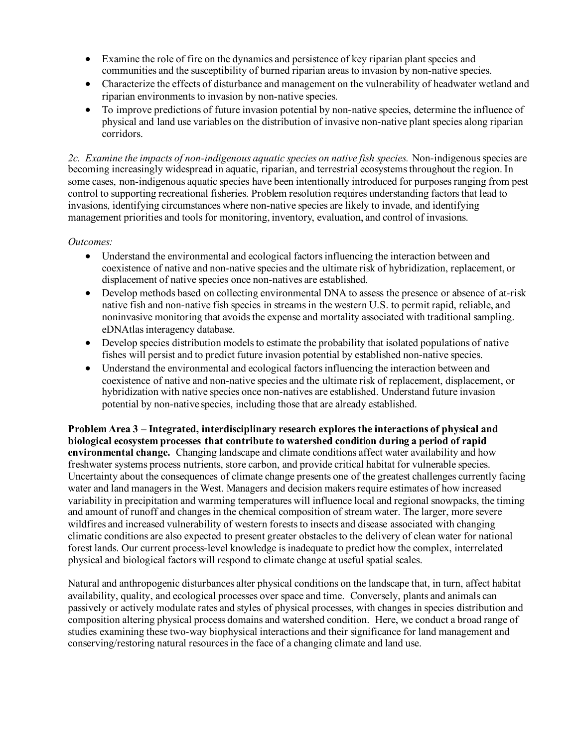- Examine the role of fire on the dynamics and persistence of key riparian plant species and communities and the susceptibility of burned riparian areas to invasion by non-native species.
- Characterize the effects of disturbance and management on the vulnerability of headwater wetland and riparian environments to invasion by non-native species.
- To improve predictions of future invasion potential by non-native species, determine the influence of physical and land use variables on the distribution of invasive non-native plant species along riparian corridors.

*2c. Examine the impacts of non-indigenous aquatic species on native fish species.* Non-indigenous species are becoming increasingly widespread in aquatic, riparian, and terrestrial ecosystems throughout the region. In some cases, non-indigenous aquatic species have been intentionally introduced for purposes ranging from pest control to supporting recreational fisheries. Problem resolution requires understanding factors that lead to invasions, identifying circumstances where non-native species are likely to invade, and identifying management priorities and tools for monitoring, inventory, evaluation, and control of invasions.

*Outcomes:*

- Understand the environmental and ecological factors influencing the interaction between and coexistence of native and non-native species and the ultimate risk of hybridization, replacement, or displacement of native species once non-natives are established.
- Develop methods based on collecting environmental DNA to assess the presence or absence of at-risk native fish and non-native fish species in streams in the western U.S. to permit rapid, reliable, and noninvasive monitoring that avoids the expense and mortality associated with traditional sampling. eDNAtlas interagency database.
- Develop species distribution models to estimate the probability that isolated populations of native fishes will persist and to predict future invasion potential by established non-native species.
- Understand the environmental and ecological factors influencing the interaction between and coexistence of native and non-native species and the ultimate risk of replacement, displacement, or hybridization with native species once non-natives are established. Understand future invasion potential by non-native species, including those that are already established.

**Problem Area 3 – Integrated, interdisciplinary research explores the interactions of physical and biological ecosystem processes that contribute to watershed condition during a period of rapid environmental change.** Changing landscape and climate conditions affect water availability and how freshwater systems process nutrients, store carbon, and provide critical habitat for vulnerable species. Uncertainty about the consequences of climate change presents one of the greatest challenges currently facing water and land managers in the West. Managers and decision makers require estimates of how increased variability in precipitation and warming temperatures will influence local and regional snowpacks, the timing and amount of runoff and changes in the chemical composition of stream water. The larger, more severe wildfires and increased vulnerability of western forests to insects and disease associated with changing climatic conditions are also expected to present greater obstacles to the delivery of clean water for national forest lands. Our current process-level knowledge is inadequate to predict how the complex, interrelated physical and biological factors will respond to climate change at useful spatial scales.

Natural and anthropogenic disturbances alter physical conditions on the landscape that, in turn, affect habitat availability, quality, and ecological processes over space and time. Conversely, plants and animals can passively or actively modulate rates and styles of physical processes, with changes in species distribution and composition altering physical process domains and watershed condition. Here, we conduct a broad range of studies examining these two-way biophysical interactions and their significance for land management and conserving/restoring natural resources in the face of a changing climate and land use.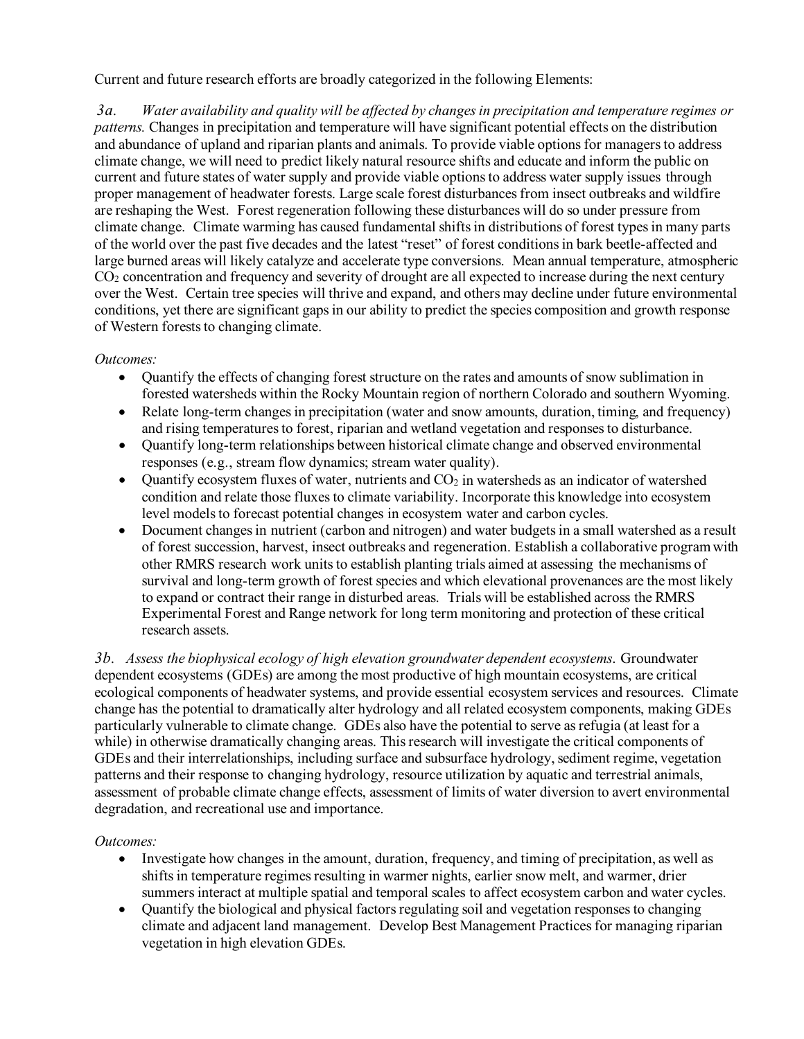Current and future research efforts are broadly categorized in the following Elements:

*3a. Water availability and quality will be affected by changes in precipitation and temperature regimes or patterns.* Changes in precipitation and temperature will have significant potential effects on the distribution and abundance of upland and riparian plants and animals. To provide viable options for managers to address climate change, we will need to predict likely natural resource shifts and educate and inform the public on current and future states of water supply and provide viable options to address water supply issues through proper management of headwater forests. Large scale forest disturbances from insect outbreaks and wildfire are reshaping the West. Forest regeneration following these disturbances will do so under pressure from climate change. Climate warming has caused fundamental shifts in distributions of forest types in many parts of the world over the past five decades and the latest "reset" of forest conditions in bark beetle-affected and large burned areas will likely catalyze and accelerate type conversions. Mean annual temperature, atmospheric $CO_2$ concentration and frequency and severity of drought are all expected to increase during the next century over the West. Certain tree species will thrive and expand, and others may decline under future environmental conditions, yet there are significant gaps in our ability to predict the species composition and growth response of Western forests to changing climate.

*Outcomes:*

- Quantify the effects of changing forest structure on the rates and amounts of snow sublimation in forested watersheds within the Rocky Mountain region of northern Colorado and southern Wyoming.
- Relate long-term changes in precipitation (water and snow amounts, duration, timing, and frequency) and rising temperatures to forest, riparian and wetland vegetation and responses to disturbance.
- Quantify long-term relationships between historical climate change and observed environmental responses (e.g., stream flow dynamics; stream water quality).
- Quantify ecosystem fluxes of water, nutrients and $CO_2$ in watersheds as an indicator of watershed condition and relate those fluxes to climate variability. Incorporate this knowledge into ecosystem level models to forecast potential changes in ecosystem water and carbon cycles.
- Document changes in nutrient (carbon and nitrogen) and water budgets in a small watershed as a result of forest succession, harvest, insect outbreaks and regeneration. Establish a collaborative program with other RMRS research work units to establish planting trials aimed at assessing the mechanisms of survival and long-term growth of forest species and which elevational provenances are the most likely to expand or contract their range in disturbed areas. Trials will be established across the RMRS Experimental Forest and Range network for long term monitoring and protection of these critical research assets.

*3b. Assess the biophysical ecology of high elevation groundwater dependent ecosystems.* Groundwater dependent ecosystems (GDEs) are among the most productive of high mountain ecosystems, are critical ecological components of headwater systems, and provide essential ecosystem services and resources. Climate change has the potential to dramatically alter hydrology and all related ecosystem components, making GDEs particularly vulnerable to climate change. GDEs also have the potential to serve as refugia (at least for a while) in otherwise dramatically changing areas. This research will investigate the critical components of GDEs and their interrelationships, including surface and subsurface hydrology, sediment regime, vegetation patterns and their response to changing hydrology, resource utilization by aquatic and terrestrial animals, assessment of probable climate change effects, assessment of limits of water diversion to avert environmental degradation, and recreational use and importance.

*Outcomes:*

- Investigate how changes in the amount, duration, frequency, and timing of precipitation, as well as shifts in temperature regimes resulting in warmer nights, earlier snow melt, and warmer, drier summers interact at multiple spatial and temporal scales to affect ecosystem carbon and water cycles.
- Quantify the biological and physical factors regulating soil and vegetation responses to changing climate and adjacent land management. Develop Best Management Practices for managing riparian vegetation in high elevation GDEs.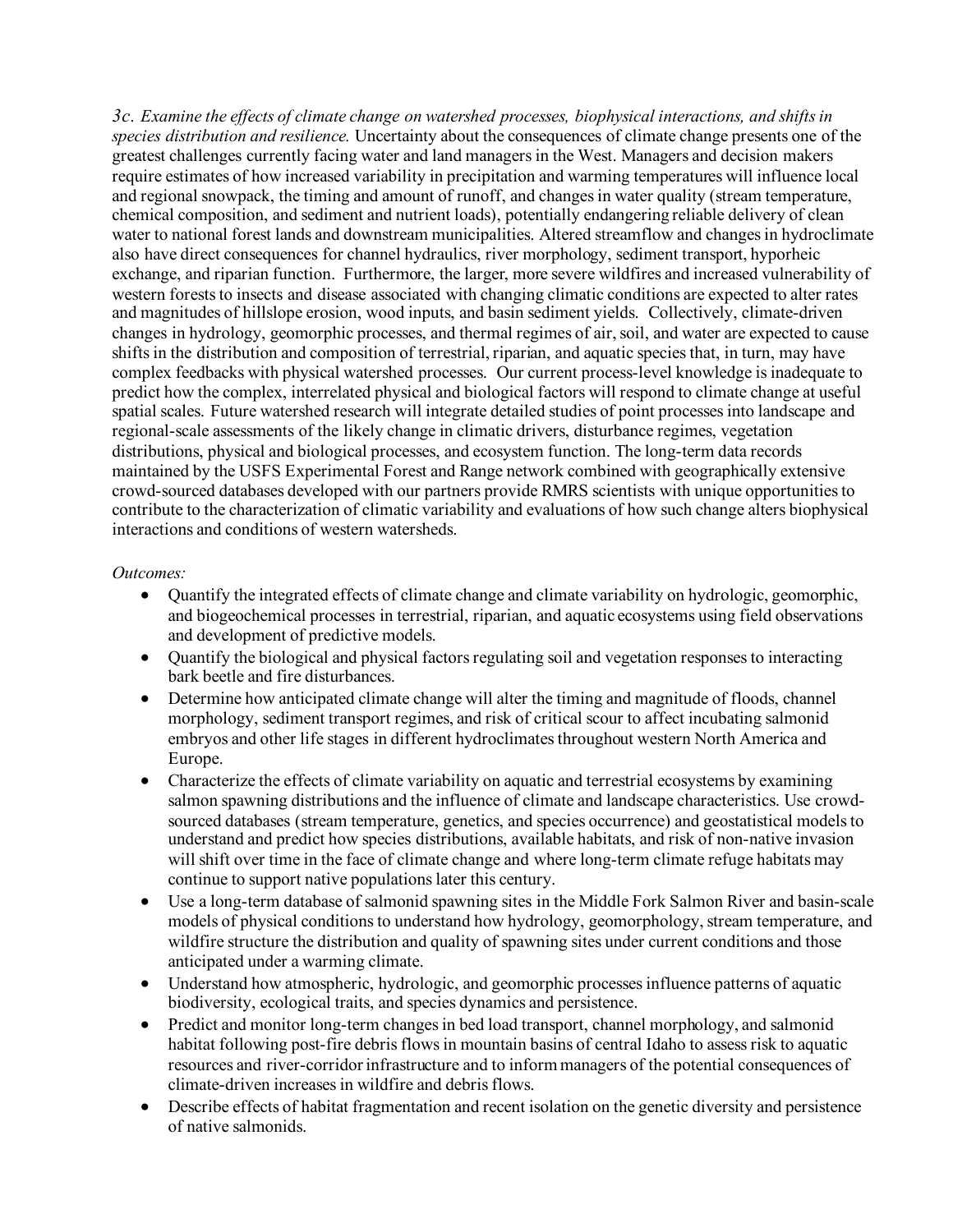*3c. Examine the effects of climate change on watershed processes, biophysical interactions, and shifts in species distribution and resilience.* Uncertainty about the consequences of climate change presents one of the greatest challenges currently facing water and land managers in the West. Managers and decision makers require estimates of how increased variability in precipitation and warming temperatures will influence local and regional snowpack, the timing and amount of runoff, and changes in water quality (stream temperature, chemical composition, and sediment and nutrient loads), potentially endangering reliable delivery of clean water to national forest lands and downstream municipalities. Altered streamflow and changes in hydroclimate also have direct consequences for channel hydraulics, river morphology, sediment transport, hyporheic exchange, and riparian function. Furthermore, the larger, more severe wildfires and increased vulnerability of western forests to insects and disease associated with changing climatic conditions are expected to alter rates and magnitudes of hillslope erosion, wood inputs, and basin sediment yields. Collectively, climate-driven changes in hydrology, geomorphic processes, and thermal regimes of air, soil, and water are expected to cause shifts in the distribution and composition of terrestrial, riparian, and aquatic species that, in turn, may have complex feedbacks with physical watershed processes. Our current process-level knowledge is inadequate to predict how the complex, interrelated physical and biological factors will respond to climate change at useful spatial scales. Future watershed research will integrate detailed studies of point processes into landscape and regional-scale assessments of the likely change in climatic drivers, disturbance regimes, vegetation distributions, physical and biological processes, and ecosystem function. The long-term data records maintained by the USFS Experimental Forest and Range network combined with geographically extensive crowd-sourced databases developed with our partners provide RMRS scientists with unique opportunities to contribute to the characterization of climatic variability and evaluations of how such change alters biophysical interactions and conditions of western watersheds.

*Outcomes:*

- Quantify the integrated effects of climate change and climate variability on hydrologic, geomorphic, and biogeochemical processes in terrestrial, riparian, and aquatic ecosystems using field observations and development of predictive models.
- Quantify the biological and physical factors regulating soil and vegetation responses to interacting bark beetle and fire disturbances.
- Determine how anticipated climate change will alter the timing and magnitude of floods, channel morphology, sediment transport regimes, and risk of critical scour to affect incubating salmonid embryos and other life stages in different hydroclimates throughout western North America and Europe.
- Characterize the effects of climate variability on aquatic and terrestrial ecosystems by examining salmon spawning distributions and the influence of climate and landscape characteristics. Use crowd-sourced databases (stream temperature, genetics, and species occurrence) and geostatistical models to understand and predict how species distributions, available habitats, and risk of non-native invasion will shift over time in the face of climate change and where long-term climate refuge habitats may continue to support native populations later this century.
- Use a long-term database of salmonid spawning sites in the Middle Fork Salmon River and basin-scale models of physical conditions to understand how hydrology, geomorphology, stream temperature, and wildfire structure the distribution and quality of spawning sites under current conditions and those anticipated under a warming climate.
- Understand how atmospheric, hydrologic, and geomorphic processes influence patterns of aquatic biodiversity, ecological traits, and species dynamics and persistence.
- Predict and monitor long-term changes in bed load transport, channel morphology, and salmonid habitat following post-fire debris flows in mountain basins of central Idaho to assess risk to aquatic resources and river-corridor infrastructure and to inform managers of the potential consequences of climate-driven increases in wildfire and debris flows.
- Describe effects of habitat fragmentation and recent isolation on the genetic diversity and persistence of native salmonids.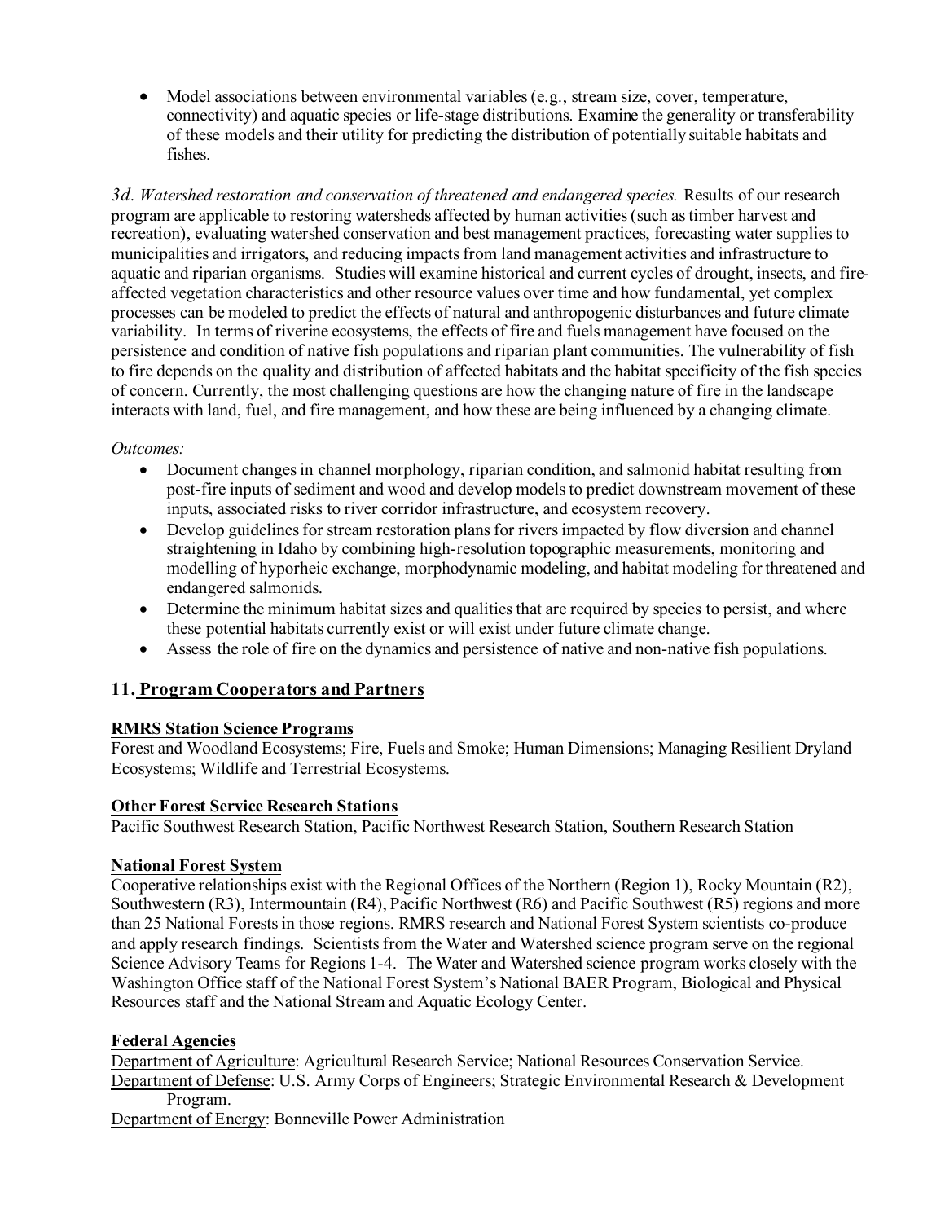- Model associations between environmental variables (e.g., stream size, cover, temperature, connectivity) and aquatic species or life-stage distributions. Examine the generality or transferability of these models and their utility for predicting the distribution of potentially suitable habitats and fishes.

*3d. Watershed restoration and conservation of threatened and endangered species.* Results of our research program are applicable to restoring watersheds affected by human activities (such as timber harvest and recreation), evaluating watershed conservation and best management practices, forecasting water supplies to municipalities and irrigators, and reducing impacts from land management activities and infrastructure to aquatic and riparian organisms. Studies will examine historical and current cycles of drought, insects, and fire-affected vegetation characteristics and other resource values over time and how fundamental, yet complex processes can be modeled to predict the effects of natural and anthropogenic disturbances and future climate variability. In terms of riverine ecosystems, the effects of fire and fuels management have focused on the persistence and condition of native fish populations and riparian plant communities. The vulnerability of fish to fire depends on the quality and distribution of affected habitats and the habitat specificity of the fish species of concern. Currently, the most challenging questions are how the changing nature of fire in the landscape interacts with land, fuel, and fire management, and how these are being influenced by a changing climate.

*Outcomes:*

- Document changes in channel morphology, riparian condition, and salmonid habitat resulting from post-fire inputs of sediment and wood and develop models to predict downstream movement of these inputs, associated risks to river corridor infrastructure, and ecosystem recovery.
- Develop guidelines for stream restoration plans for rivers impacted by flow diversion and channel straightening in Idaho by combining high-resolution topographic measurements, monitoring and modelling of hyporheic exchange, morphodynamic modeling, and habitat modeling for threatened and endangered salmonids.
- Determine the minimum habitat sizes and qualities that are required by species to persist, and where these potential habitats currently exist or will exist under future climate change.
- Assess the role of fire on the dynamics and persistence of native and non-native fish populations.

## 11. Program Cooperators and Partners

**RMRS Station Science Programs**

Forest and Woodland Ecosystems; Fire, Fuels and Smoke; Human Dimensions; Managing Resilient Dryland Ecosystems; Wildlife and Terrestrial Ecosystems.

**Other Forest Service Research Stations**

Pacific Southwest Research Station, Pacific Northwest Research Station, Southern Research Station

**National Forest System**

Cooperative relationships exist with the Regional Offices of the Northern (Region 1), Rocky Mountain (R2), Southwestern (R3), Intermountain (R4), Pacific Northwest (R6) and Pacific Southwest (R5) regions and more than 25 National Forests in those regions. RMRS research and National Forest System scientists co-produce and apply research findings. Scientists from the Water and Watershed science program serve on the regional Science Advisory Teams for Regions 1-4. The Water and Watershed science program works closely with the Washington Office staff of the National Forest System's National BAER Program, Biological and Physical Resources staff and the National Stream and Aquatic Ecology Center.

**Federal Agencies**

Department of Agriculture: Agricultural Research Service; National Resources Conservation Service.
Department of Defense: U.S. Army Corps of Engineers; Strategic Environmental Research & Development Program.
Department of Energy: Bonneville Power Administration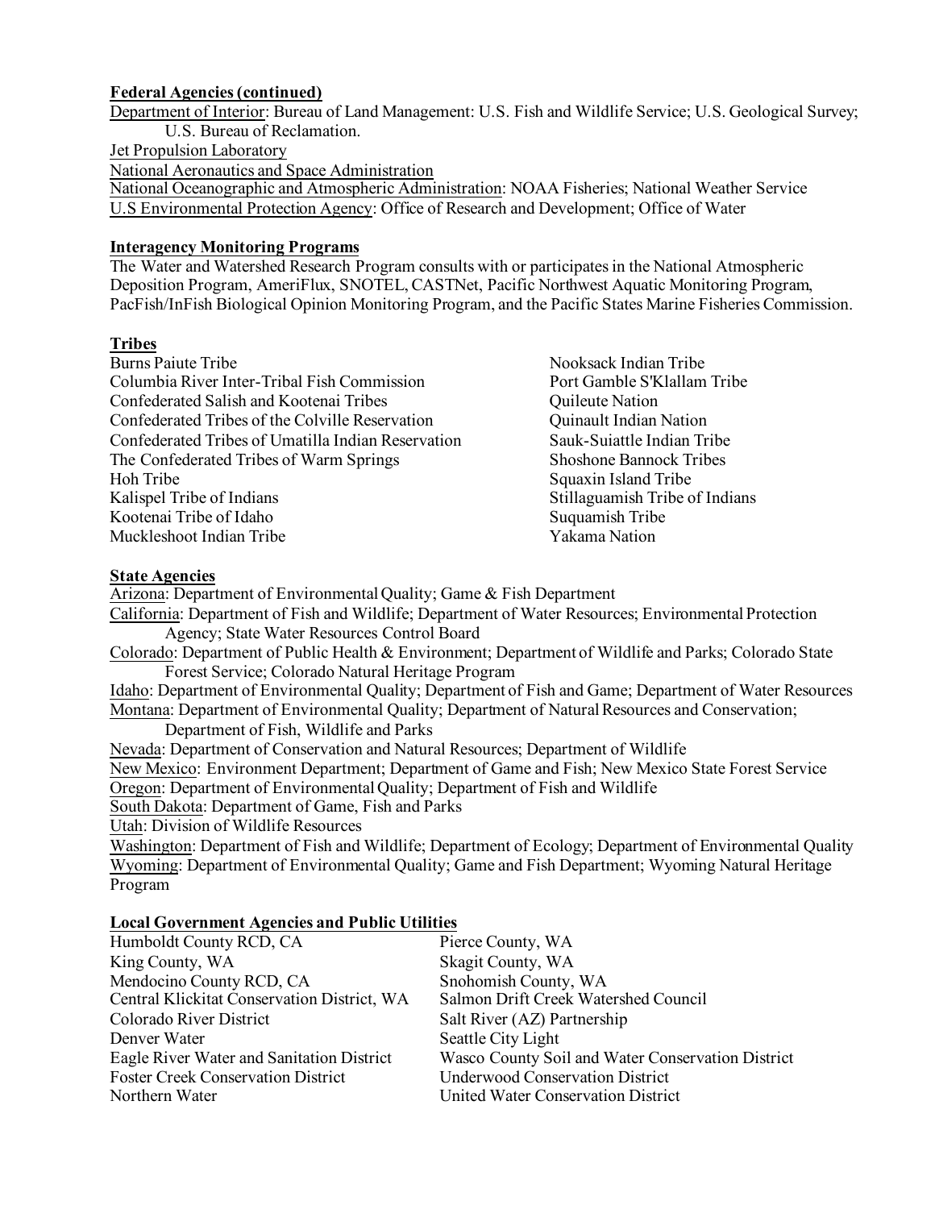**Federal Agencies (continued)**

Department of Interior: Bureau of Land Management: U.S. Fish and Wildlife Service; U.S. Geological Survey; U.S. Bureau of Reclamation.

Jet Propulsion Laboratory

National Aeronautics and Space Administration

National Oceanographic and Atmospheric Administration: NOAA Fisheries; National Weather Service

U.S Environmental Protection Agency: Office of Research and Development; Office of Water

**Interagency Monitoring Programs**

The Water and Watershed Research Program consults with or participates in the National Atmospheric Deposition Program, AmeriFlux, SNOTEL, CASTNet, Pacific Northwest Aquatic Monitoring Program, PacFish/InFish Biological Opinion Monitoring Program, and the Pacific States Marine Fisheries Commission.

**Tribes**

Burns Paiute Tribe
Columbia River Inter-Tribal Fish Commission
Confederated Salish and Kootenai Tribes
Confederated Tribes of the Colville Reservation
Confederated Tribes of Umatilla Indian Reservation
The Confederated Tribes of Warm Springs
Hoh Tribe
Kalispel Tribe of Indians
Kootenai Tribe of Idaho
Muckleshoot Indian Tribe
Nooksack Indian Tribe
Port Gamble S'Klallam Tribe
Quileute Nation
Quinault Indian Nation
Sauk-Suiattle Indian Tribe
Shoshone Bannock Tribes
Squaxin Island Tribe
Stillaguamish Tribe of Indians
Suquamish Tribe
Yakama Nation

**State Agencies**

Arizona: Department of Environmental Quality; Game & Fish Department

California: Department of Fish and Wildlife; Department of Water Resources; Environmental Protection Agency; State Water Resources Control Board

Colorado: Department of Public Health & Environment; Department of Wildlife and Parks; Colorado State Forest Service; Colorado Natural Heritage Program

Idaho: Department of Environmental Quality; Department of Fish and Game; Department of Water Resources

Montana: Department of Environmental Quality; Department of Natural Resources and Conservation; Department of Fish, Wildlife and Parks

Nevada: Department of Conservation and Natural Resources; Department of Wildlife

New Mexico: Environment Department; Department of Game and Fish; New Mexico State Forest Service

Oregon: Department of Environmental Quality; Department of Fish and Wildlife

South Dakota: Department of Game, Fish and Parks

Utah: Division of Wildlife Resources

Washington: Department of Fish and Wildlife; Department of Ecology; Department of Environmental Quality

Wyoming: Department of Environmental Quality; Game and Fish Department; Wyoming Natural Heritage Program

**Local Government Agencies and Public Utilities**

Humboldt County RCD, CA
King County, WA
Mendocino County RCD, CA
Central Klickitat Conservation District, WA
Colorado River District
Denver Water
Eagle River Water and Sanitation District
Foster Creek Conservation District
Northern Water
Pierce County, WA
Skagit County, WA
Snohomish County, WA
Salmon Drift Creek Watershed Council
Salt River (AZ) Partnership
Seattle City Light
Wasco County Soil and Water Conservation District
Underwood Conservation District
United Water Conservation District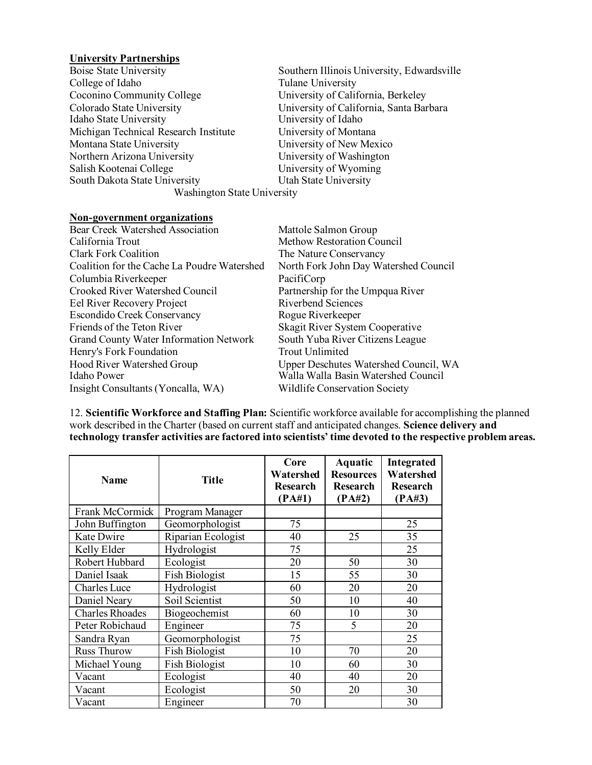**University Partnerships**

Boise State University
College of Idaho
Coconino Community College
Colorado State University
Idaho State University
Michigan Technical Research Institute
Montana State University
Northern Arizona University
Salish Kootenai College
South Dakota State University
Southern Illinois University, Edwardsville
Tulane University
University of California, Berkeley
University of California, Santa Barbara
University of Idaho
University of Montana
University of New Mexico
University of Washington
University of Wyoming
Utah State University
Washington State University

**Non-government organizations**

Bear Creek Watershed Association
California Trout
Clark Fork Coalition
Coalition for the Cache La Poudre Watershed
Columbia Riverkeeper
Crooked River Watershed Council
Eel River Recovery Project
Escondido Creek Conservancy
Friends of the Teton River
Grand County Water Information Network
Henry's Fork Foundation
Hood River Watershed Group
Idaho Power
Insight Consultants (Yoncalla, WA)
Mattole Salmon Group
Methow Restoration Council
The Nature Conservancy
North Fork John Day Watershed Council
PacifiCorp
Partnership for the Umpqua River
Riverbend Sciences
Rogue Riverkeeper
Skagit River System Cooperative
South Yuba River Citizens League
Trout Unlimited
Upper Deschutes Watershed Council, WA
Walla Walla Basin Watershed Council
Wildlife Conservation Society

12. **Scientific Workforce and Staffing Plan:** Scientific workforce available for accomplishing the planned work described in the Charter (based on current staff and anticipated changes. **Science delivery and technology transfer activities are factored into scientists' time devoted to the respective problem areas.**

| Name | Title | Core Watershed Research (PA#1) | Aquatic Resources Research (PA#2) | Integrated Watershed Research (PA#3) |
|---|---|---|---|---|
| Frank McCormick | Program Manager | | | |
| John Buffington | Geomorphologist | 75 | | 25 |
| Kate Dwire | Riparian Ecologist | 40 | 25 | 35 |
| Kelly Elder | Hydrologist | 75 | | 25 |
| Robert Hubbard | Ecologist | 20 | 50 | 30 |
| Daniel Isaak | Fish Biologist | 15 | 55 | 30 |
| Charles Luce | Hydrologist | 60 | 20 | 20 |
| Daniel Neary | Soil Scientist | 50 | 10 | 40 |
| Charles Rhoades | Biogeochemist | 60 | 10 | 30 |
| Peter Robichaud | Engineer | 75 | 5 | 20 |
| Sandra Ryan | Geomorphologist | 75 | | 25 |
| Russ Thurow | Fish Biologist | 10 | 70 | 20 |
| Michael Young | Fish Biologist | 10 | 60 | 30 |
| Vacant | Ecologist | 40 | 40 | 20 |
| Vacant | Ecologist | 50 | 20 | 30 |
| Vacant | Engineer | 70 | | 30 |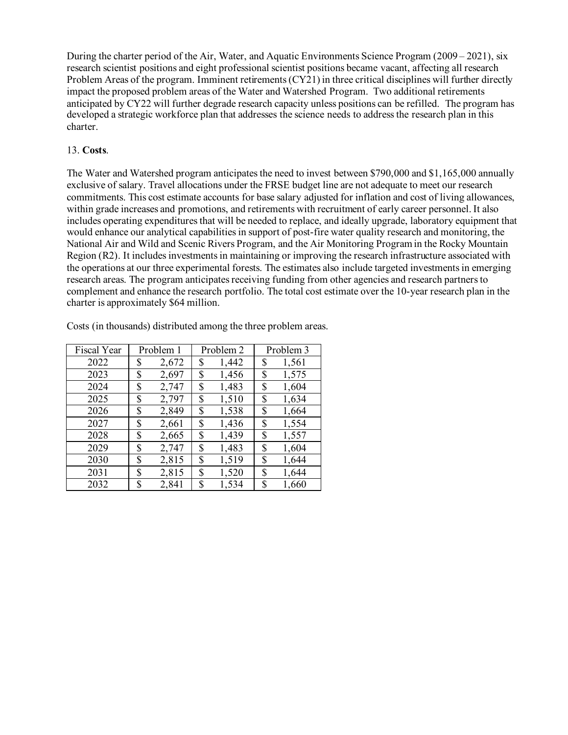During the charter period of the Air, Water, and Aquatic Environments Science Program (2009 – 2021), six research scientist positions and eight professional scientist positions became vacant, affecting all research Problem Areas of the program. Imminent retirements (CY21) in three critical disciplines will further directly impact the proposed problem areas of the Water and Watershed Program. Two additional retirements anticipated by CY22 will further degrade research capacity unless positions can be refilled. The program has developed a strategic workforce plan that addresses the science needs to address the research plan in this charter.

13. **Costs**.

The Water and Watershed program anticipates the need to invest between $790,000 and $1,165,000 annually exclusive of salary. Travel allocations under the FRSE budget line are not adequate to meet our research commitments. This cost estimate accounts for base salary adjusted for inflation and cost of living allowances, within grade increases and promotions, and retirements with recruitment of early career personnel. It also includes operating expenditures that will be needed to replace, and ideally upgrade, laboratory equipment that would enhance our analytical capabilities in support of post-fire water quality research and monitoring, the National Air and Wild and Scenic Rivers Program, and the Air Monitoring Program in the Rocky Mountain Region (R2). It includes investments in maintaining or improving the research infrastructure associated with the operations at our three experimental forests. The estimates also include targeted investments in emerging research areas. The program anticipates receiving funding from other agencies and research partners to complement and enhance the research portfolio. The total cost estimate over the 10-year research plan in the charter is approximately $64 million.

Costs (in thousands) distributed among the three problem areas.

| Fiscal Year | Problem 1 | Problem 2 | Problem 3 |
|---|---|---|---|
| 2022 | $ 2,672 | $ 1,442 | $ 1,561 |
| 2023 | $ 2,697 | $ 1,456 | $ 1,575 |
| 2024 | $ 2,747 | $ 1,483 | $ 1,604 |
| 2025 | $ 2,797 | $ 1,510 | $ 1,634 |
| 2026 | $ 2,849 | $ 1,538 | $ 1,664 |
| 2027 | $ 2,661 | $ 1,436 | $ 1,554 |
| 2028 | $ 2,665 | $ 1,439 | $ 1,557 |
| 2029 | $ 2,747 | $ 1,483 | $ 1,604 |
| 2030 | $ 2,815 | $ 1,519 | $ 1,644 |
| 2031 | $ 2,815 | $ 1,520 | $ 1,644 |
| 2032 | $ 2,841 | $ 1,534 | $ 1,660 |